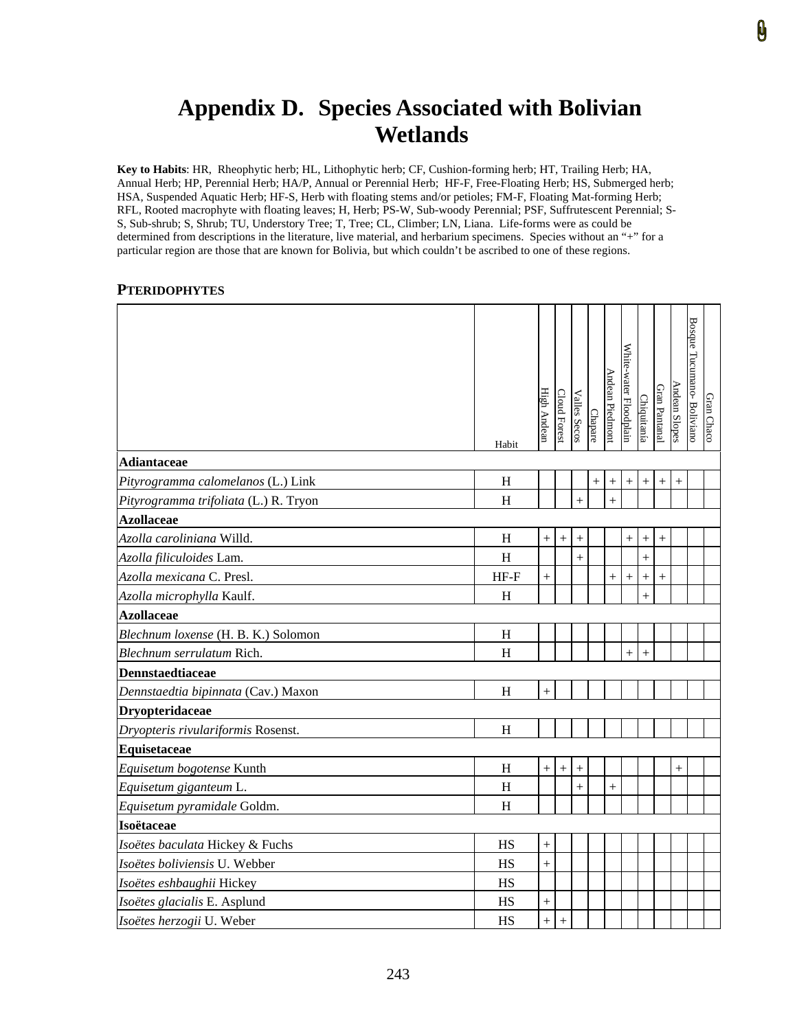# Appendix D. Species Associated with Bolivian Wetlands

**Key to Habits**: HR, Rheophytic herb; HL, Lithophytic herb; CF, Cushion-forming herb; HT, Trailing Herb; HA, Annual Herb; HP, Perennial Herb; HA/P, Annual or Perennial Herb; HF-F, Free-Floating Herb; HS, Submerged herb; HSA, Suspended Aquatic Herb; HF-S, Herb with floating stems and/or petioles; FM-F, Floating Mat-forming Herb; RFL, Rooted macrophyte with floating leaves; H, Herb; PS-W, Sub-woody Perennial; PSF, Suffrutescent Perennial; S-S, Sub-shrub; S, Shrub; TU, Understory Tree; T, Tree; CL, Climber; LN, Liana. Life-forms were as could be determined from descriptions in the literature, live material, and herbarium specimens. Species without an "+" for a particular region are those that are known for Bolivia, but which couldn't be ascribed to one of these regions.

## Pteridophytes

| | Habit | High Andean | Cloud Forest | Valles Secos | Chapare | Andean Piedmont | White-water Floodplain | Chiquitanía | Gran Pantanal | Andean Slopes | Bosque Tucumano- Boliviano | Gran Chaco |
|---|---|---|---|---|---|---|---|---|---|---|---|---|
| **Adiantaceae** | | | | | | | | | | | | |
| *Pityrogramma calomelanos* (L.) Link | H | | | | + | + | + | + | + | + | | |
| *Pityrogramma trifoliata* (L.) R. Tryon | H | | | + | | + | | | | | | |
| **Azollaceae** | | | | | | | | | | | | |
| *Azolla caroliniana* Willd. | H | + | + | + | | | + | + | + | | | |
| *Azolla filiculoides* Lam. | H | | | + | | | | + | | | | |
| *Azolla mexicana* C. Presl. | HF-F | + | | | | + | + | + | + | | | |
| *Azolla microphylla* Kaulf. | H | | | | | | | + | | | | |
| **Azollaceae** | | | | | | | | | | | | |
| *Blechnum loxense* (H. B. K.) Solomon | H | | | | | | | | | | | |
| *Blechnum serrulatum* Rich. | H | | | | | | + | + | | | | |
| **Dennstaedtiaceae** | | | | | | | | | | | | |
| *Dennstaedtia bipinnata* (Cav.) Maxon | H | + | | | | | | | | | | |
| **Dryopteridaceae** | | | | | | | | | | | | |
| *Dryopteris rivulariformis* Rosenst. | H | | | | | | | | | | | |
| **Equisetaceae** | | | | | | | | | | | | |
| *Equisetum bogotense* Kunth | H | + | + | + | | | | | | + | | |
| *Equisetum giganteum* L. | H | | | + | | + | | | | | | |
| *Equisetum pyramidale* Goldm. | H | | | | | | | | | | | |
| **Isoëtaceae** | | | | | | | | | | | | |
| *Isoëtes baculata* Hickey & Fuchs | HS | + | | | | | | | | | | |
| *Isoëtes boliviensis* U. Webber | HS | + | | | | | | | | | | |
| *Isoëtes eshbaughii* Hickey | HS | | | | | | | | | | | |
| *Isoëtes glacialis* E. Asplund | HS | + | | | | | | | | | | |
| *Isoëtes herzogii* U. Weber | HS | + | + | | | | | | | | | |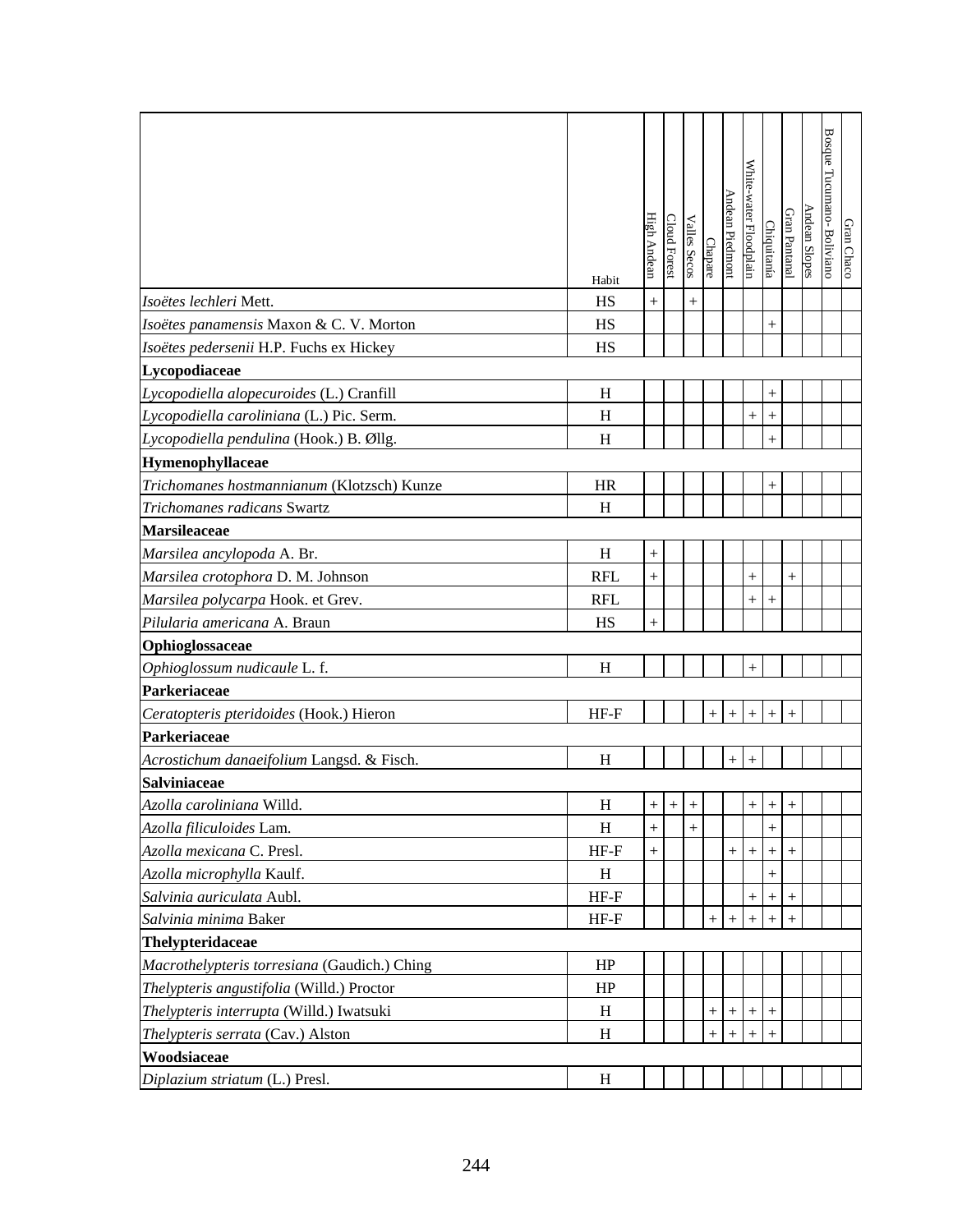| | Habit | High Andean | Cloud Forest | Valles Secos | Chapare | Andean Piedmont | White-water Floodplain | Chiquitanía | Gran Pantanal | Andean Slopes | Bosque Tucumano- Boliviano | Gran Chaco |
|---|---|---|---|---|---|---|---|---|---|---|---|---|
| *Isoëtes lechleri* Mett. | HS | + | | + | | | | | | | | |
| *Isoëtes panamensis* Maxon & C. V. Morton | HS | | | | | | | + | | | | |
| *Isoëtes pedersenii* H.P. Fuchs ex Hickey | HS | | | | | | | | | | | |
| **Lycopodiaceae** | | | | | | | | | | | | |
| *Lycopodiella alopecuroides* (L.) Cranfill | H | | | | | | | + | | | | |
| *Lycopodiella caroliniana* (L.) Pic. Serm. | H | | | | | | + | + | | | | |
| *Lycopodiella pendulina* (Hook.) B. Øllg. | H | | | | | | | + | | | | |
| **Hymenophyllaceae** | | | | | | | | | | | | |
| *Trichomanes hostmannianum* (Klotzsch) Kunze | HR | | | | | | | + | | | | |
| *Trichomanes radicans* Swartz | H | | | | | | | | | | | |
| **Marsileaceae** | | | | | | | | | | | | |
| *Marsilea ancylopoda* A. Br. | H | + | | | | | | | | | | |
| *Marsilea crotophora* D. M. Johnson | RFL | + | | | | | + | | + | | | |
| *Marsilea polycarpa* Hook. et Grev. | RFL | | | | | | + | + | | | | |
| *Pilularia americana* A. Braun | HS | + | | | | | | | | | | |
| **Ophioglossaceae** | | | | | | | | | | | | |
| *Ophioglossum nudicaule* L. f. | H | | | | | | + | | | | | |
| **Parkeriaceae** | | | | | | | | | | | | |
| *Ceratopteris pteridoides* (Hook.) Hieron | HF-F | | | | + | + | + | + | + | | | |
| **Parkeriaceae** | | | | | | | | | | | | |
| *Acrostichum danaeifolium* Langsd. & Fisch. | H | | | | | + | + | | | | | |
| **Salviniaceae** | | | | | | | | | | | | |
| *Azolla caroliniana* Willd. | H | + | + | + | | | + | + | + | | | |
| *Azolla filiculoides* Lam. | H | + | | + | | | | + | | | | |
| *Azolla mexicana* C. Presl. | HF-F | + | | | | + | + | + | + | | | |
| *Azolla microphylla* Kaulf. | H | | | | | | | + | | | | |
| *Salvinia auriculata* Aubl. | HF-F | | | | | | + | + | + | | | |
| *Salvinia minima* Baker | HF-F | | | | + | + | + | + | + | | | |
| **Thelypteridaceae** | | | | | | | | | | | | |
| *Macrothelypteris torresiana* (Gaudich.) Ching | HP | | | | | | | | | | | |
| *Thelypteris angustifolia* (Willd.) Proctor | HP | | | | | | | | | | | |
| *Thelypteris interrupta* (Willd.) Iwatsuki | H | | | | + | + | + | + | | | | |
| *Thelypteris serrata* (Cav.) Alston | H | | | | + | + | + | + | | | | |
| **Woodsiaceae** | | | | | | | | | | | | |
| *Diplazium striatum* (L.) Presl. | H | | | | | | | | | | | |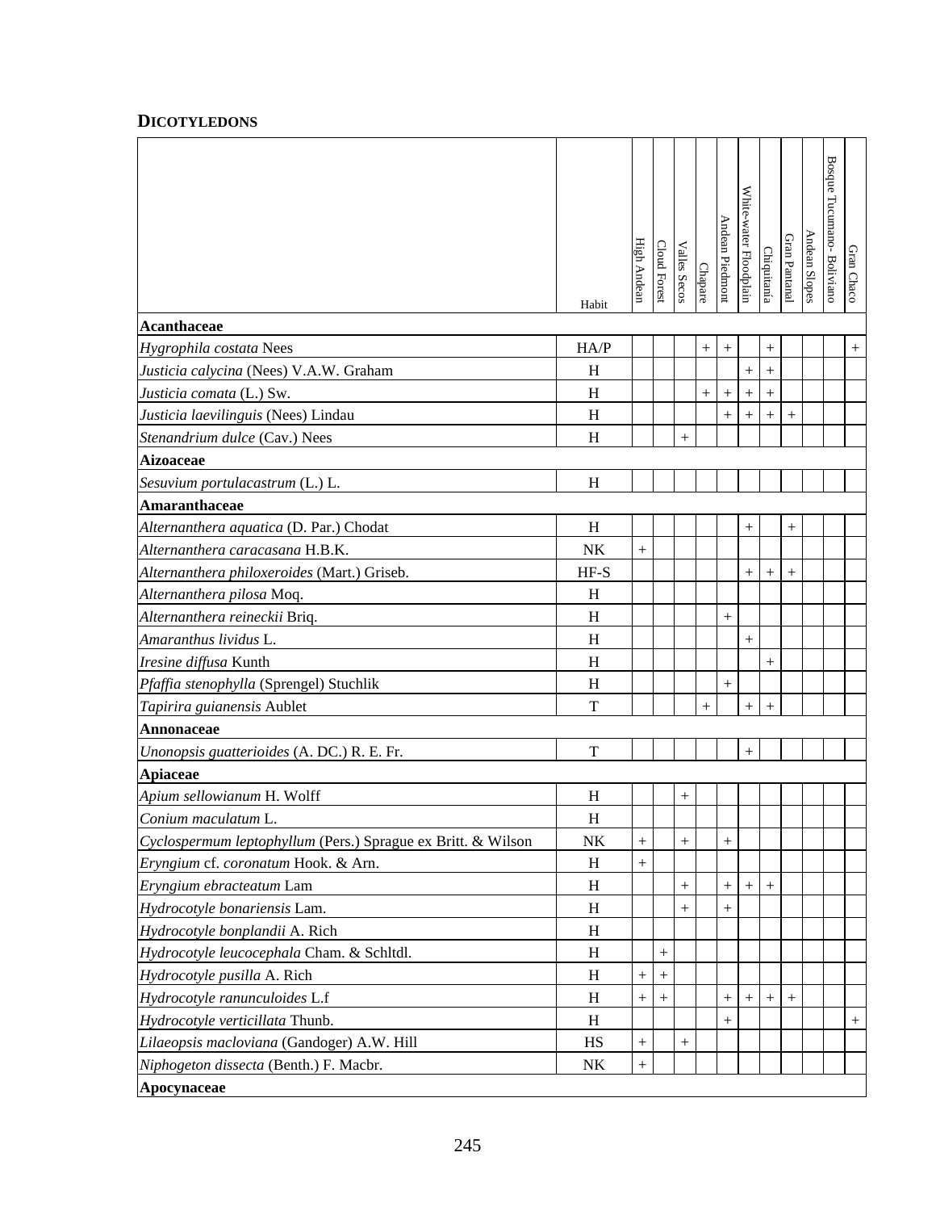**DICOTYLEDONS**

| | Habit | High Andean | Cloud Forest | Valles Secos | Chapare | Andean Piedmont | White-water Floodplain | Chiquitanía | Gran Pantanal | Andean Slopes | Bosque Tucumano- Boliviano | Gran Chaco |
|---|---|---|---|---|---|---|---|---|---|---|---|---|
| **Acanthaceae** | | | | | | | | | | | | |
| *Hygrophila costata* Nees | HA/P | | | | + | + | | + | | | | + |
| *Justicia calycina* (Nees) V.A.W. Graham | H | | | | | | + | + | | | | |
| *Justicia comata* (L.) Sw. | H | | | | + | + | + | + | | | | |
| *Justicia laevilinguis* (Nees) Lindau | H | | | | | + | + | + | + | | | |
| *Stenandrium dulce* (Cav.) Nees | H | | | + | | | | | | | | |
| **Aizoaceae** | | | | | | | | | | | | |
| *Sesuvium portulacastrum* (L.) L. | H | | | | | | | | | | | |
| **Amaranthaceae** | | | | | | | | | | | | |
| *Alternanthera aquatica* (D. Par.) Chodat | H | | | | | | + | | + | | | |
| *Alternanthera caracasana* H.B.K. | NK | + | | | | | | | | | | |
| *Alternanthera philoxeroides* (Mart.) Griseb. | HF-S | | | | | | + | + | + | | | |
| *Alternanthera pilosa* Moq. | H | | | | | | | | | | | |
| *Alternanthera reineckii* Briq. | H | | | | | + | | | | | | |
| *Amaranthus lividus* L. | H | | | | | | + | | | | | |
| *Iresine diffusa* Kunth | H | | | | | | | + | | | | |
| *Pfaffia stenophylla* (Sprengel) Stuchlik | H | | | | | + | | | | | | |
| *Tapirira guianensis* Aublet | T | | | | + | | + | + | | | | |
| **Annonaceae** | | | | | | | | | | | | |
| *Unonopsis guatterioides* (A. DC.) R. E. Fr. | T | | | | | | + | | | | | |
| **Apiaceae** | | | | | | | | | | | | |
| *Apium sellowianum* H. Wolff | H | | | + | | | | | | | | |
| *Conium maculatum* L. | H | | | | | | | | | | | |
| *Cyclospermum leptophyllum* (Pers.) Sprague ex Britt. & Wilson | NK | + | | + | | + | | | | | | |
| *Eryngium* cf. *coronatum* Hook. & Arn. | H | + | | | | | | | | | | |
| *Eryngium ebracteatum* Lam | H | | | + | | + | + | + | | | | |
| *Hydrocotyle bonariensis* Lam. | H | | | + | | + | | | | | | |
| *Hydrocotyle bonplandii* A. Rich | H | | | | | | | | | | | |
| *Hydrocotyle leucocephala* Cham. & Schltdl. | H | | + | | | | | | | | | |
| *Hydrocotyle pusilla* A. Rich | H | + | + | | | | | | | | | |
| *Hydrocotyle ranunculoides* L.f | H | + | + | | | + | + | + | + | | | |
| *Hydrocotyle verticillata* Thunb. | H | | | | | + | | | | | | + |
| *Lilaeopsis macloviana* (Gandoger) A.W. Hill | HS | + | | + | | | | | | | | |
| *Niphogeton dissecta* (Benth.) F. Macbr. | NK | + | | | | | | | | | | |
| **Apocynaceae** | | | | | | | | | | | | |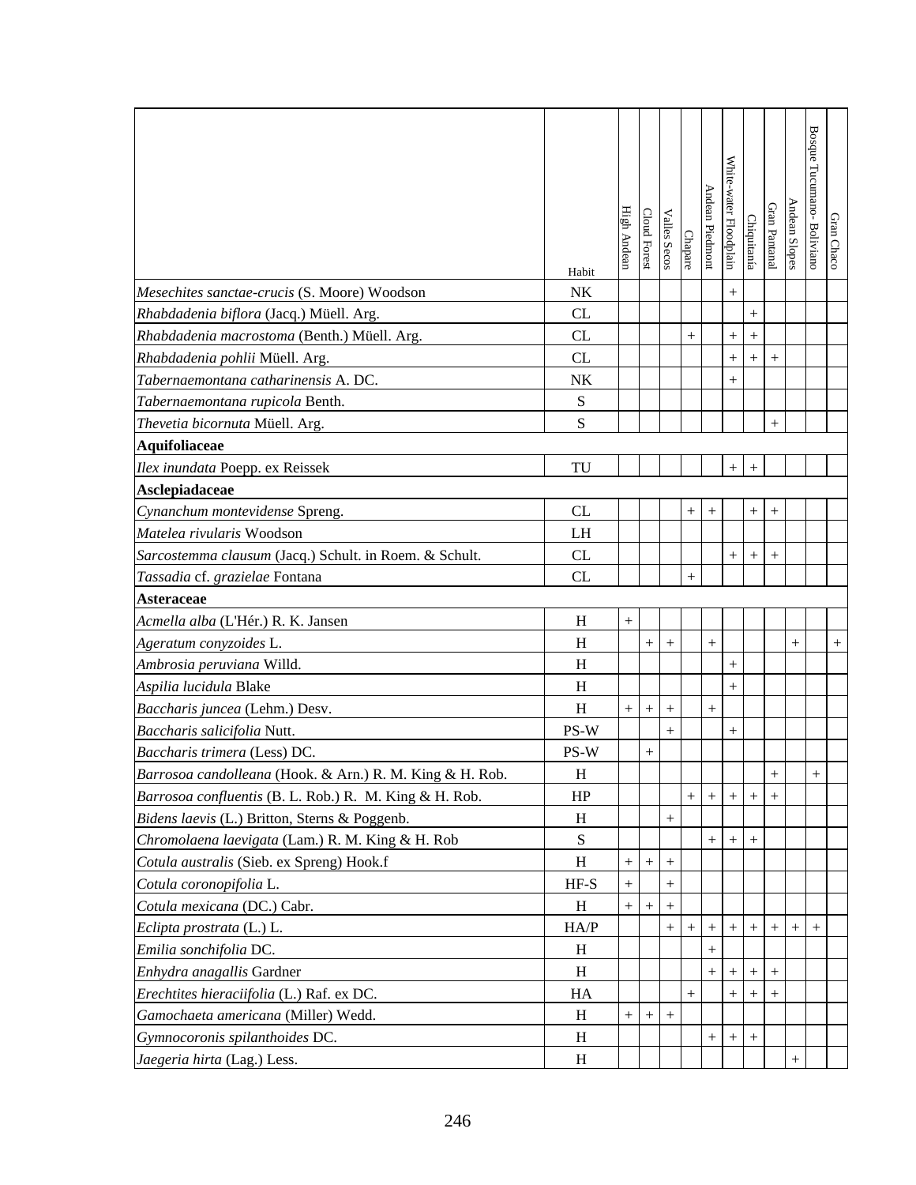| | Habit | High Andean | Cloud Forest | Valles Secos | Chapare | Andean Piedmont | White-water Floodplain | Chiquitanía | Gran Pantanal | Andean Slopes | Bosque Tucumano- Boliviano | Gran Chaco |
|---|---|---|---|---|---|---|---|---|---|---|---|---|
| *Mesechites sanctae-crucis* (S. Moore) Woodson | NK | | | | | | + | | | | | |
| *Rhabdadenia biflora* (Jacq.) Müell. Arg. | CL | | | | | | | + | | | | |
| *Rhabdadenia macrostoma* (Benth.) Müell. Arg. | CL | | | | + | | + | + | | | | |
| *Rhabdadenia pohlii* Müell. Arg. | CL | | | | | | + | + | + | | | |
| *Tabernaemontana catharinensis* A. DC. | NK | | | | | | + | | | | | |
| *Tabernaemontana rupicola* Benth. | S | | | | | | | | | | | |
| *Thevetia bicornuta* Müell. Arg. | S | | | | | | | | + | | | |
| **Aquifoliaceae** | | | | | | | | | | | | |
| *Ilex inundata* Poepp. ex Reissek | TU | | | | | | + | + | | | | |
| **Asclepiadaceae** | | | | | | | | | | | | |
| *Cynanchum montevidense* Spreng. | CL | | | | + | + | | + | + | | | |
| *Matelea rivularis* Woodson | LH | | | | | | | | | | | |
| *Sarcostemma clausum* (Jacq.) Schult. in Roem. & Schult. | CL | | | | | | + | + | + | | | |
| *Tassadia* cf. *grazielae* Fontana | CL | | | | + | | | | | | | |
| **Asteraceae** | | | | | | | | | | | | |
| *Acmella alba* (L'Hér.) R. K. Jansen | H | + | | | | | | | | | | |
| *Ageratum conyzoides* L. | H | | + | + | | + | | | | + | | + |
| *Ambrosia peruviana* Willd. | H | | | | | | + | | | | | |
| *Aspilia lucidula* Blake | H | | | | | | + | | | | | |
| *Baccharis juncea* (Lehm.) Desv. | H | + | + | + | | + | | | | | | |
| *Baccharis salicifolia* Nutt. | PS-W | | | + | | | + | | | | | |
| *Baccharis trimera* (Less) DC. | PS-W | | + | | | | | | | | | |
| *Barrosoa candolleana* (Hook. & Arn.) R. M. King & H. Rob. | H | | | | | | | | + | | + | |
| *Barrosoa confluentis* (B. L. Rob.) R. M. King & H. Rob. | HP | | | | + | + | + | + | + | | | |
| *Bidens laevis* (L.) Britton, Sterns & Poggenb. | H | | | + | | | | | | | | |
| *Chromolaena laevigata* (Lam.) R. M. King & H. Rob | S | | | | | + | + | + | | | | |
| *Cotula australis* (Sieb. ex Spreng) Hook.f | H | + | + | + | | | | | | | | |
| *Cotula coronopifolia* L. | HF-S | + | | + | | | | | | | | |
| *Cotula mexicana* (DC.) Cabr. | H | + | + | + | | | | | | | | |
| *Eclipta prostrata* (L.) L. | HA/P | | | + | + | + | + | + | + | + | + | |
| *Emilia sonchifolia* DC. | H | | | | | + | | | | | | |
| *Enhydra anagallis* Gardner | H | | | | | + | + | + | + | | | |
| *Erechtites hieraciifolia* (L.) Raf. ex DC. | HA | | | | + | | + | + | + | | | |
| *Gamochaeta americana* (Miller) Wedd. | H | + | + | + | | | | | | | | |
| *Gymnocoronis spilanthoides* DC. | H | | | | | + | + | + | | | | |
| *Jaegeria hirta* (Lag.) Less. | H | | | | | | | | | + | | |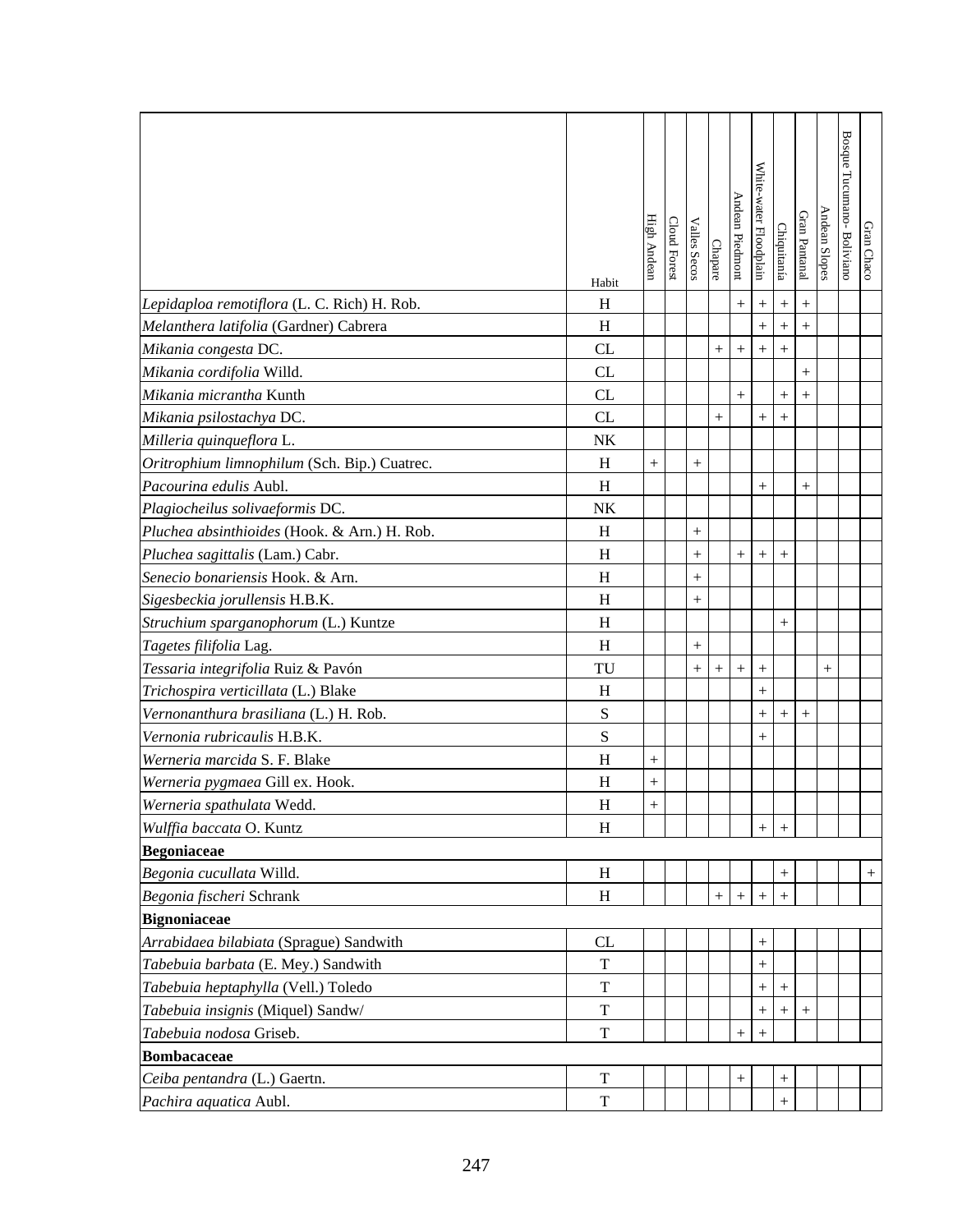| | Habit | High Andean | Cloud Forest | Valles Secos | Chapare | Andean Piedmont | White-water Floodplain | Chiquitanía | Gran Pantanal | Andean Slopes | Bosque Tucumano- Boliviano | Gran Chaco |
|---|---|---|---|---|---|---|---|---|---|---|---|---|
| *Lepidaploa remotiflora* (L. C. Rich) H. Rob. | H | | | | | + | + | + | + | | | |
| *Melanthera latifolia* (Gardner) Cabrera | H | | | | | | + | + | + | | | |
| *Mikania congesta* DC. | CL | | | | + | + | + | + | | | | |
| *Mikania cordifolia* Willd. | CL | | | | | | | | + | | | |
| *Mikania micrantha* Kunth | CL | | | | | + | | + | + | | | |
| *Mikania psilostachya* DC. | CL | | | | + | | + | + | | | | |
| *Milleria quinqueflora* L. | NK | | | | | | | | | | | |
| *Oritrophium limnophilum* (Sch. Bip.) Cuatrec. | H | + | | + | | | | | | | | |
| *Pacourina edulis* Aubl. | H | | | | | | + | | + | | | |
| *Plagiocheilus solivaeformis* DC. | NK | | | | | | | | | | | |
| *Pluchea absinthioides* (Hook. & Arn.) H. Rob. | H | | | + | | | | | | | | |
| *Pluchea sagittalis* (Lam.) Cabr. | H | | | + | | + | + | + | | | | |
| *Senecio bonariensis* Hook. & Arn. | H | | | + | | | | | | | | |
| *Sigesbeckia jorullensis* H.B.K. | H | | | + | | | | | | | | |
| *Struchium sparganophorum* (L.) Kuntze | H | | | | | | | + | | | | |
| *Tagetes filifolia* Lag. | H | | | + | | | | | | | | |
| *Tessaria integrifolia* Ruiz & Pavón | TU | | | + | + | + | + | | | + | | |
| *Trichospira verticillata* (L.) Blake | H | | | | | | + | | | | | |
| *Vernonanthura brasiliana* (L.) H. Rob. | S | | | | | | + | + | + | | | |
| *Vernonia rubricaulis* H.B.K. | S | | | | | | + | | | | | |
| *Werneria marcida* S. F. Blake | H | + | | | | | | | | | | |
| *Werneria pygmaea* Gill ex. Hook. | H | + | | | | | | | | | | |
| *Werneria spathulata* Wedd. | H | + | | | | | | | | | | |
| *Wulffia baccata* O. Kuntz | H | | | | | | + | + | | | | |
| **Begoniaceae** | | | | | | | | | | | | |
| *Begonia cucullata* Willd. | H | | | | | | | + | | | | + |
| *Begonia fischeri* Schrank | H | | | | + | + | + | + | | | | |
| **Bignoniaceae** | | | | | | | | | | | | |
| *Arrabidaea bilabiata* (Sprague) Sandwith | CL | | | | | | + | | | | | |
| *Tabebuia barbata* (E. Mey.) Sandwith | T | | | | | | + | | | | | |
| *Tabebuia heptaphylla* (Vell.) Toledo | T | | | | | | + | + | | | | |
| *Tabebuia insignis* (Miquel) Sandw/ | T | | | | | | + | + | + | | | |
| *Tabebuia nodosa* Griseb. | T | | | | | + | + | | | | | |
| **Bombacaceae** | | | | | | | | | | | | |
| *Ceiba pentandra* (L.) Gaertn. | T | | | | | + | | + | | | | |
| *Pachira aquatica* Aubl. | T | | | | | | | + | | | | |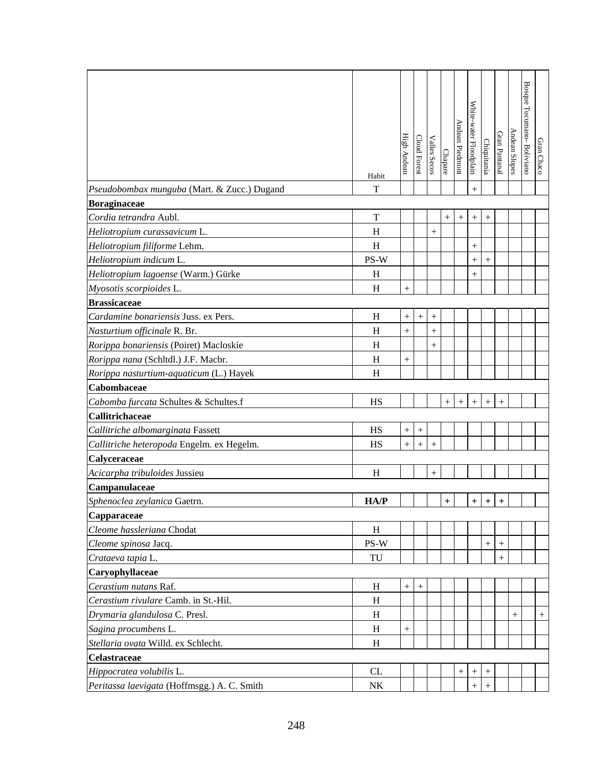| | Habit | High Andean | Cloud Forest | Valles Secos | Chapare | Andean Piedmont | White-water Floodplain | Chiquitanía | Gran Pantanal | Andean Slopes | Bosque Tucumano- Boliviano | Gran Chaco |
|---|---|---|---|---|---|---|---|---|---|---|---|---|
| *Pseudobombax munguba* (Mart. & Zucc.) Dugand | T | | | | | | + | | | | | |
| **Boraginaceae** | | | | | | | | | | | | |
| *Cordia tetrandra* Aubl. | T | | | | + | + | + | + | | | | |
| *Heliotropium curassavicum* L. | H | | | + | | | | | | | | |
| *Heliotropium filiforme* Lehm. | H | | | | | | + | | | | | |
| *Heliotropium indicum* L. | PS-W | | | | | | + | + | | | | |
| *Heliotropium lagoense* (Warm.) Gürke | H | | | | | | + | | | | | |
| *Myosotis scorpioides* L. | H | + | | | | | | | | | | |
| **Brassicaceae** | | | | | | | | | | | | |
| *Cardamine bonariensis* Juss. ex Pers. | H | + | + | + | | | | | | | | |
| *Nasturtium officinale* R. Br. | H | + | | + | | | | | | | | |
| *Rorippa bonariensis* (Poiret) Macloskie | H | | | + | | | | | | | | |
| *Rorippa nana* (Schltdl.) J.F. Macbr. | H | + | | | | | | | | | | |
| *Rorippa nasturtium-aquaticum* (L.) Hayek | H | | | | | | | | | | | |
| **Cabombaceae** | | | | | | | | | | | | |
| *Cabomba furcata* Schultes & Schultes.f | HS | | | | + | + | + | + | + | | | |
| **Callitrichaceae** | | | | | | | | | | | | |
| *Callitriche albomarginata* Fassett | HS | + | + | | | | | | | | | |
| *Callitriche heteropoda* Engelm. ex Hegelm. | HS | + | + | + | | | | | | | | |
| **Calyceraceae** | | | | | | | | | | | | |
| *Acicarpha tribuloides* Jussieu | H | | | + | | | | | | | | |
| **Campanulaceae** | | | | | | | | | | | | |
| *Sphenoclea zeylanica* Gaetrn. | **HA/P** | | | | **+** | | **+** | **+** | **+** | | | |
| **Capparaceae** | | | | | | | | | | | | |
| *Cleome hassleriana* Chodat | H | | | | | | | | | | | |
| *Cleome spinosa* Jacq. | PS-W | | | | | | | + | + | | | |
| *Crataeva tapia* L. | TU | | | | | | | | + | | | |
| **Caryophyllaceae** | | | | | | | | | | | | |
| *Cerastium nutans* Raf. | H | + | + | | | | | | | | | |
| *Cerastium rivulare* Camb. in St.-Hil. | H | | | | | | | | | | | |
| *Drymaria glandulosa* C. Presl. | H | | | | | | | | | + | | + |
| *Sagina procumbens* L. | H | + | | | | | | | | | | |
| *Stellaria ovata* Willd. ex Schlecht. | H | | | | | | | | | | | |
| **Celastraceae** | | | | | | | | | | | | |
| *Hippocratea volubilis* L. | CL | | | | | + | + | + | | | | |
| *Peritassa laevigata* (Hoffmsgg.) A. C. Smith | NK | | | | | | + | + | | | | |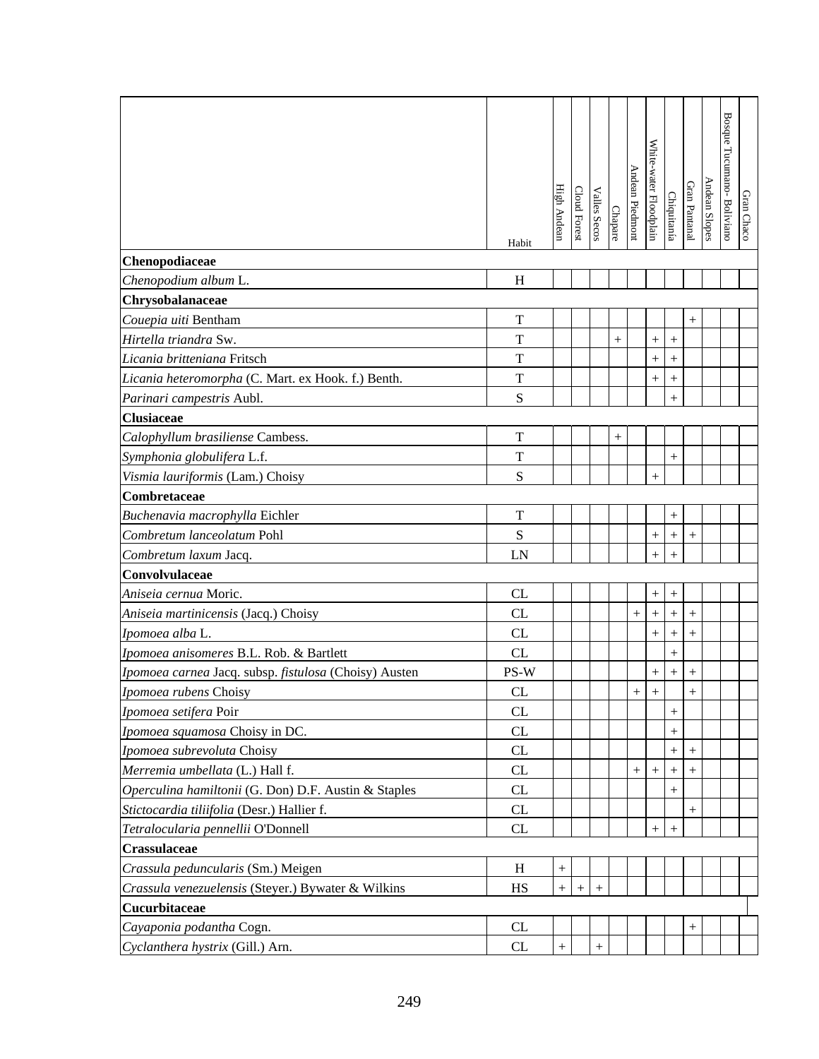| | Habit | High Andean | Cloud Forest | Valles Secos | Chapare | Andean Piedmont | White-water Floodplain | Chiquitanía | Gran Pantanal | Andean Slopes | Bosque Tucumano- Boliviano | Gran Chaco |
|---|---|---|---|---|---|---|---|---|---|---|---|---|
| **Chenopodiaceae** | | | | | | | | | | | | |
| *Chenopodium album* L. | H | | | | | | | | | | | |
| **Chrysobalanaceae** | | | | | | | | | | | | |
| *Couepia uiti* Bentham | T | | | | | | | | + | | | |
| *Hirtella triandra* Sw. | T | | | | + | | + | + | | | | |
| *Licania britteniana* Fritsch | T | | | | | | + | + | | | | |
| *Licania heteromorpha* (C. Mart. ex Hook. f.) Benth. | T | | | | | | + | + | | | | |
| *Parinari campestris* Aubl. | S | | | | | | | + | | | | |
| **Clusiaceae** | | | | | | | | | | | | |
| *Calophyllum brasiliense* Cambess. | T | | | | + | | | | | | | |
| *Symphonia globulifera* L.f. | T | | | | | | | + | | | | |
| *Vismia lauriformis* (Lam.) Choisy | S | | | | | | + | | | | | |
| **Combretaceae** | | | | | | | | | | | | |
| *Buchenavia macrophylla* Eichler | T | | | | | | | + | | | | |
| *Combretum lanceolatum* Pohl | S | | | | | | + | + | + | | | |
| *Combretum laxum* Jacq. | LN | | | | | | + | + | | | | |
| **Convolvulaceae** | | | | | | | | | | | | |
| *Aniseia cernua* Moric. | CL | | | | | | + | + | | | | |
| *Aniseia martinicensis* (Jacq.) Choisy | CL | | | | | + | + | + | + | | | |
| *Ipomoea alba* L. | CL | | | | | | + | + | + | | | |
| *Ipomoea anisomeres* B.L. Rob. & Bartlett | CL | | | | | | | + | | | | |
| *Ipomoea carnea* Jacq. subsp. *fistulosa* (Choisy) Austen | PS-W | | | | | | + | + | + | | | |
| *Ipomoea rubens* Choisy | CL | | | | | + | + | | + | | | |
| *Ipomoea setifera* Poir | CL | | | | | | | + | | | | |
| *Ipomoea squamosa* Choisy in DC. | CL | | | | | | | + | | | | |
| *Ipomoea subrevoluta* Choisy | CL | | | | | | | + | + | | | |
| *Merremia umbellata* (L.) Hall f. | CL | | | | | + | + | + | + | | | |
| *Operculina hamiltonii* (G. Don) D.F. Austin & Staples | CL | | | | | | | + | | | | |
| *Stictocardia tiliifolia* (Desr.) Hallier f. | CL | | | | | | | | + | | | |
| *Tetralocularia pennellii* O'Donnell | CL | | | | | | + | + | | | | |
| **Crassulaceae** | | | | | | | | | | | | |
| *Crassula peduncularis* (Sm.) Meigen | H | + | | | | | | | | | | |
| *Crassula venezuelensis* (Steyer.) Bywater & Wilkins | HS | + | + | + | | | | | | | | |
| **Cucurbitaceae** | | | | | | | | | | | | |
| *Cayaponia podantha* Cogn. | CL | | | | | | | | + | | | |
| *Cyclanthera hystrix* (Gill.) Arn. | CL | + | | + | | | | | | | | |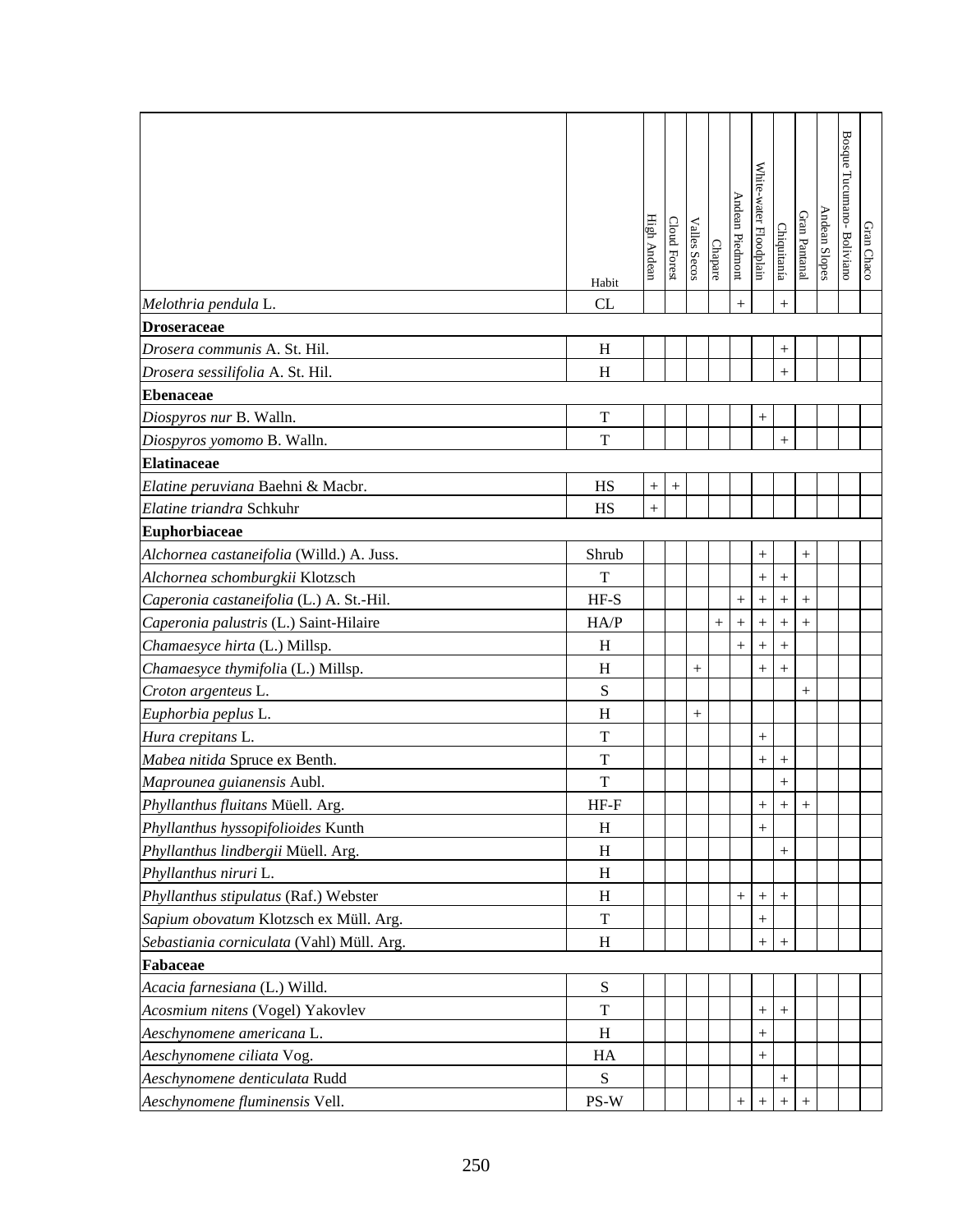| | Habit | High Andean | Cloud Forest | Valles Secos | Chapare | Andean Piedmont | White-water Floodplain | Chiquitanía | Gran Pantanal | Andean Slopes | Bosque Tucumano- Boliviano | Gran Chaco |
|---|---|---|---|---|---|---|---|---|---|---|---|---|
| *Melothria pendula* L. | CL | | | | | + | | + | | | | |
| **Droseraceae** | | | | | | | | | | | | |
| *Drosera communis* A. St. Hil. | H | | | | | | | + | | | | |
| *Drosera sessilifolia* A. St. Hil. | H | | | | | | | + | | | | |
| **Ebenaceae** | | | | | | | | | | | | |
| *Diospyros nur* B. Walln. | T | | | | | | + | | | | | |
| *Diospyros yomomo* B. Walln. | T | | | | | | | + | | | | |
| **Elatinaceae** | | | | | | | | | | | | |
| *Elatine peruviana* Baehni & Macbr. | HS | + | + | | | | | | | | | |
| *Elatine triandra* Schkuhr | HS | + | | | | | | | | | | |
| **Euphorbiaceae** | | | | | | | | | | | | |
| *Alchornea castaneifolia* (Willd.) A. Juss. | Shrub | | | | | | + | | + | | | |
| *Alchornea schomburgkii* Klotzsch | T | | | | | | + | + | | | | |
| *Caperonia castaneifolia* (L.) A. St.-Hil. | HF-S | | | | | + | + | + | + | | | |
| *Caperonia palustris* (L.) Saint-Hilaire | HA/P | | | | + | + | + | + | + | | | |
| *Chamaesyce hirta* (L.) Millsp. | H | | | | | + | + | + | | | | |
| *Chamaesyce thymifolia* (L.) Millsp. | H | | | + | | | + | + | | | | |
| *Croton argenteus* L. | S | | | | | | | | + | | | |
| *Euphorbia peplus* L. | H | | | + | | | | | | | | |
| *Hura crepitans* L. | T | | | | | | + | | | | | |
| *Mabea nitida* Spruce ex Benth. | T | | | | | | + | + | | | | |
| *Maprounea guianensis* Aubl. | T | | | | | | | + | | | | |
| *Phyllanthus fluitans* Müell. Arg. | HF-F | | | | | | + | + | + | | | |
| *Phyllanthus hyssopifolioides* Kunth | H | | | | | | + | | | | | |
| *Phyllanthus lindbergii* Müell. Arg. | H | | | | | | | + | | | | |
| *Phyllanthus niruri* L. | H | | | | | | | | | | | |
| *Phyllanthus stipulatus* (Raf.) Webster | H | | | | | + | + | + | | | | |
| *Sapium obovatum* Klotzsch ex Müll. Arg. | T | | | | | | + | | | | | |
| *Sebastiania corniculata* (Vahl) Müll. Arg. | H | | | | | | + | + | | | | |
| **Fabaceae** | | | | | | | | | | | | |
| *Acacia farnesiana* (L.) Willd. | S | | | | | | | | | | | |
| *Acosmium nitens* (Vogel) Yakovlev | T | | | | | | + | + | | | | |
| *Aeschynomene americana* L. | H | | | | | | + | | | | | |
| *Aeschynomene ciliata* Vog. | HA | | | | | | + | | | | | |
| *Aeschynomene denticulata* Rudd | S | | | | | | | + | | | | |
| *Aeschynomene fluminensis* Vell. | PS-W | | | | | + | + | + | + | | | |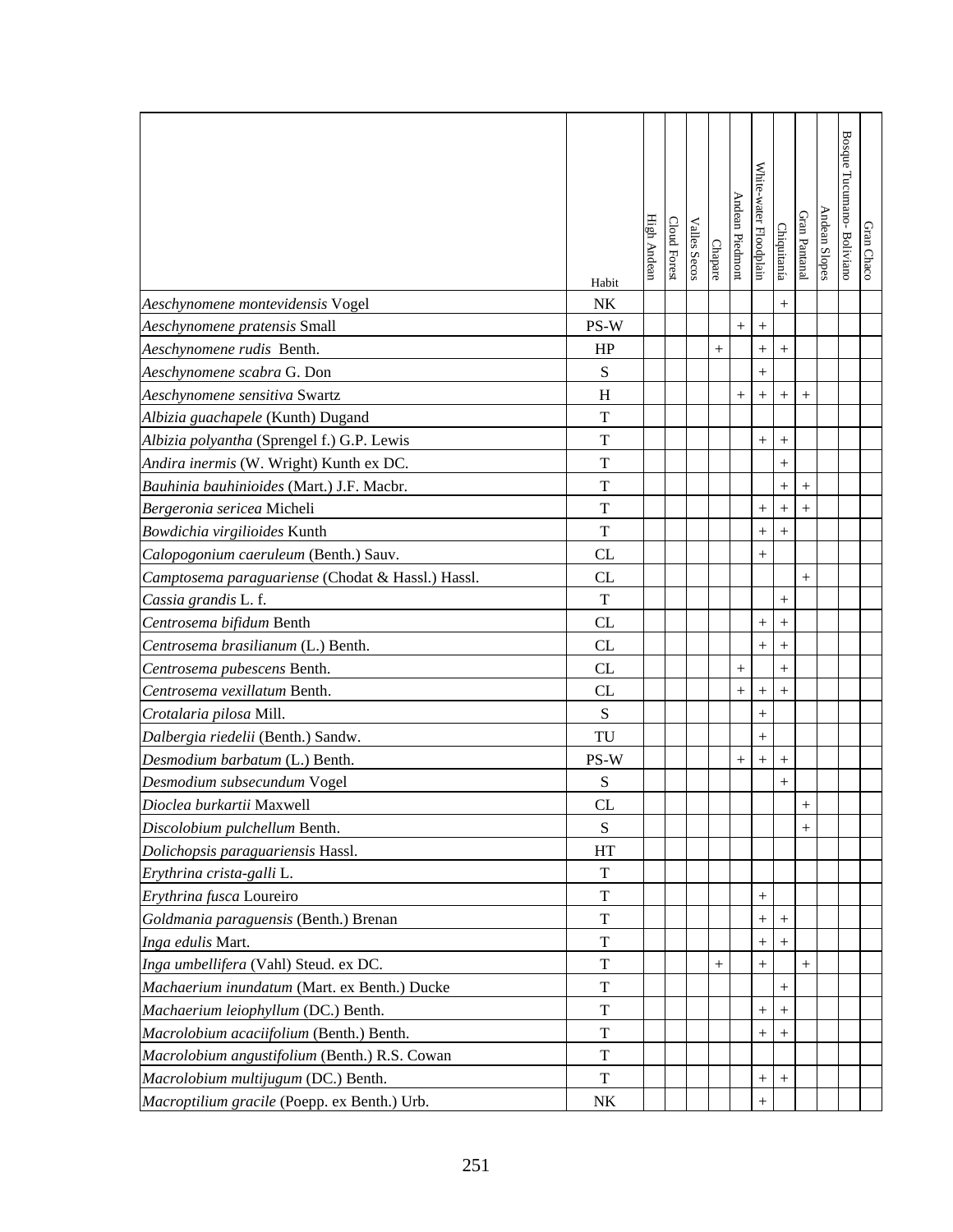|  | Habit | High Andean | Cloud Forest | Valles Secos | Chapare | Andean Piedmont | White-water Floodplain | Chiquitanía | Gran Pantanal | Andean Slopes | Bosque Tucumano- Boliviano | Gran Chaco |
|---|---|---|---|---|---|---|---|---|---|---|---|---|
| *Aeschynomene montevidensis* Vogel | NK | | | | | | | + | | | | |
| *Aeschynomene pratensis* Small | PS-W | | | | | + | + | | | | | |
| *Aeschynomene rudis* Benth. | HP | | | | + | | + | + | | | | |
| *Aeschynomene scabra* G. Don | S | | | | | | + | | | | | |
| *Aeschynomene sensitiva* Swartz | H | | | | | + | + | + | + | | | |
| *Albizia guachapele* (Kunth) Dugand | T | | | | | | | | | | | |
| *Albizia polyantha* (Sprengel f.) G.P. Lewis | T | | | | | | + | + | | | | |
| *Andira inermis* (W. Wright) Kunth ex DC. | T | | | | | | | + | | | | |
| *Bauhinia bauhinioides* (Mart.) J.F. Macbr. | T | | | | | | | + | + | | | |
| *Bergeronia sericea* Micheli | T | | | | | | + | + | + | | | |
| *Bowdichia virgilioides* Kunth | T | | | | | | + | + | | | | |
| *Calopogonium caeruleum* (Benth.) Sauv. | CL | | | | | | + | | | | | |
| *Camptosema paraguariense* (Chodat & Hassl.) Hassl. | CL | | | | | | | | + | | | |
| *Cassia grandis* L. f. | T | | | | | | | + | | | | |
| *Centrosema bifidum* Benth | CL | | | | | | + | + | | | | |
| *Centrosema brasilianum* (L.) Benth. | CL | | | | | | + | + | | | | |
| *Centrosema pubescens* Benth. | CL | | | | | + | | + | | | | |
| *Centrosema vexillatum* Benth. | CL | | | | | + | + | + | | | | |
| *Crotalaria pilosa* Mill. | S | | | | | | + | | | | | |
| *Dalbergia riedelii* (Benth.) Sandw. | TU | | | | | | + | | | | | |
| *Desmodium barbatum* (L.) Benth. | PS-W | | | | | + | + | + | | | | |
| *Desmodium subsecundum* Vogel | S | | | | | | | + | | | | |
| *Dioclea burkartii* Maxwell | CL | | | | | | | | + | | | |
| *Discolobium pulchellum* Benth. | S | | | | | | | | + | | | |
| *Dolichopsis paraguariensis* Hassl. | HT | | | | | | | | | | | |
| *Erythrina crista-galli* L. | T | | | | | | | | | | | |
| *Erythrina fusca* Loureiro | T | | | | | | + | | | | | |
| *Goldmania paraguensis* (Benth.) Brenan | T | | | | | | + | + | | | | |
| *Inga edulis* Mart. | T | | | | | | + | + | | | | |
| *Inga umbellifera* (Vahl) Steud. ex DC. | T | | | | + | | + | | + | | | |
| *Machaerium inundatum* (Mart. ex Benth.) Ducke | T | | | | | | | + | | | | |
| *Machaerium leiophyllum* (DC.) Benth. | T | | | | | | + | + | | | | |
| *Macrolobium acaciifolium* (Benth.) Benth. | T | | | | | | + | + | | | | |
| *Macrolobium angustifolium* (Benth.) R.S. Cowan | T | | | | | | | | | | | |
| *Macrolobium multijugum* (DC.) Benth. | T | | | | | | + | + | | | | |
| *Macroptilium gracile* (Poepp. ex Benth.) Urb. | NK | | | | | | + | | | | | |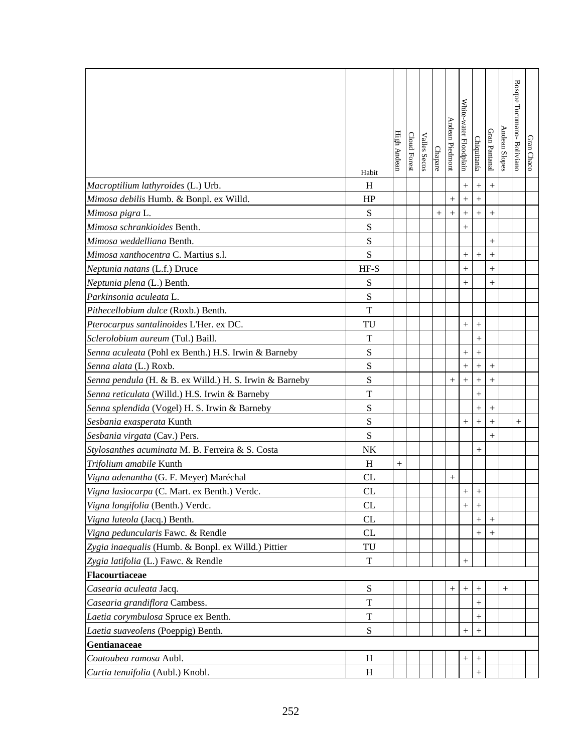| | Habit | High Andean | Cloud Forest | Valles Secos | Chapare | Andean Piedmont | White-water Floodplain | Chiquitanía | Gran Pantanal | Andean Slopes | Bosque Tucumano- Boliviano | Gran Chaco |
|---|---|---|---|---|---|---|---|---|---|---|---|---|
| *Macroptilium lathyroides* (L.) Urb. | H | | | | | | + | + | + | | | |
| *Mimosa debilis* Humb. & Bonpl. ex Willd. | HP | | | | | + | + | + | | | | |
| *Mimosa pigra* L. | S | | | | + | + | + | + | + | | | |
| *Mimosa schrankioides* Benth. | S | | | | | | + | | | | | |
| *Mimosa weddelliana* Benth. | S | | | | | | | | + | | | |
| *Mimosa xanthocentra* C. Martius s.l. | S | | | | | | + | + | + | | | |
| *Neptunia natans* (L.f.) Druce | HF-S | | | | | | + | | + | | | |
| *Neptunia plena* (L.) Benth. | S | | | | | | + | | + | | | |
| *Parkinsonia aculeata* L. | S | | | | | | | | | | | |
| *Pithecellobium dulce* (Roxb.) Benth. | T | | | | | | | | | | | |
| *Pterocarpus santalinoides* L'Her. ex DC. | TU | | | | | | + | + | | | | |
| *Sclerolobium aureum* (Tul.) Baill. | T | | | | | | | + | | | | |
| *Senna aculeata* (Pohl ex Benth.) H.S. Irwin & Barneby | S | | | | | | + | + | | | | |
| *Senna alata* (L.) Roxb. | S | | | | | | + | + | + | | | |
| *Senna pendula* (H. & B. ex Willd.) H. S. Irwin & Barneby | S | | | | | + | + | + | + | | | |
| *Senna reticulata* (Willd.) H.S. Irwin & Barneby | T | | | | | | | + | | | | |
| *Senna splendida* (Vogel) H. S. Irwin & Barneby | S | | | | | | | + | + | | | |
| *Sesbania exasperata* Kunth | S | | | | | | + | + | + | | + | |
| *Sesbania virgata* (Cav.) Pers. | S | | | | | | | | + | | | |
| *Stylosanthes acuminata* M. B. Ferreira & S. Costa | NK | | | | | | | + | | | | |
| *Trifolium amabile* Kunth | H | + | | | | | | | | | | |
| *Vigna adenantha* (G. F. Meyer) Maréchal | CL | | | | | + | | | | | | |
| *Vigna lasiocarpa* (C. Mart. ex Benth.) Verdc. | CL | | | | | | + | + | | | | |
| *Vigna longifolia* (Benth.) Verdc. | CL | | | | | | + | + | | | | |
| *Vigna luteola* (Jacq.) Benth. | CL | | | | | | | + | + | | | |
| *Vigna peduncularis* Fawc. & Rendle | CL | | | | | | | + | + | | | |
| *Zygia inaequalis* (Humb. & Bonpl. ex Willd.) Pittier | TU | | | | | | | | | | | |
| *Zygia latifolia* (L.) Fawc. & Rendle | T | | | | | | + | | | | | |
| **Flacourtiaceae** | | | | | | | | | | | | |
| *Casearia aculeata* Jacq. | S | | | | | + | + | + | | + | | |
| *Casearia grandiflora* Cambess. | T | | | | | | | + | | | | |
| *Laetia corymbulosa* Spruce ex Benth. | T | | | | | | | + | | | | |
| *Laetia suaveolens* (Poeppig) Benth. | S | | | | | | + | + | | | | |
| **Gentianaceae** | | | | | | | | | | | | |
| *Coutoubea ramosa* Aubl. | H | | | | | | + | + | | | | |
| *Curtia tenuifolia* (Aubl.) Knobl. | H | | | | | | | + | | | | |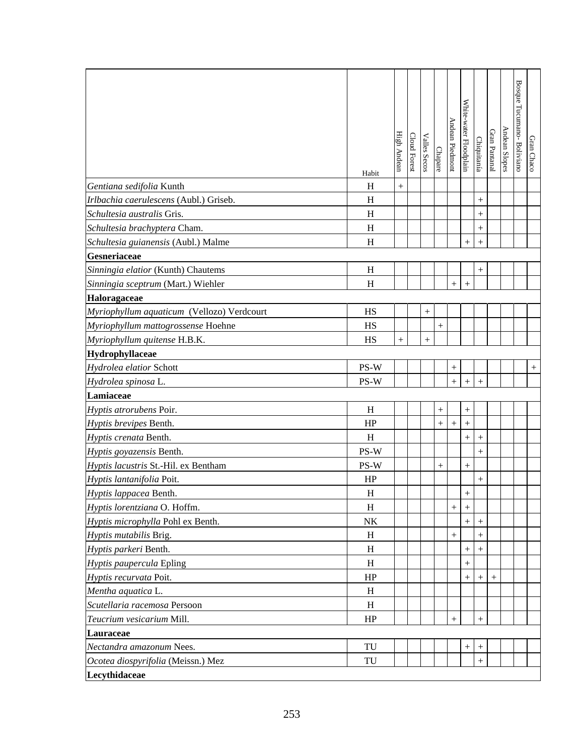| | Habit | High Andean | Cloud Forest | Valles Secos | Chapare | Andean Piedmont | White-water Floodplain | Chiquitanía | Gran Pantanal | Andean Slopes | Bosque Tucumano- Boliviano | Gran Chaco |
|---|---|---|---|---|---|---|---|---|---|---|---|---|
| *Gentiana sedifolia* Kunth | H | + | | | | | | | | | | |
| *Irlbachia caerulescens* (Aubl.) Griseb. | H | | | | | | | + | | | | |
| *Schultesia australis* Gris. | H | | | | | | | + | | | | |
| *Schultesia brachyptera* Cham. | H | | | | | | | + | | | | |
| *Schultesia guianensis* (Aubl.) Malme | H | | | | | | + | + | | | | |
| **Gesneriaceae** | | | | | | | | | | | | |
| *Sinningia elatior* (Kunth) Chautems | H | | | | | | | + | | | | |
| *Sinningia sceptrum* (Mart.) Wiehler | H | | | | | + | + | | | | | |
| **Haloragaceae** | | | | | | | | | | | | |
| *Myriophyllum aquaticum* (Vellozo) Verdcourt | HS | | | + | | | | | | | | |
| *Myriophyllum mattogrossense* Hoehne | HS | | | | + | | | | | | | |
| *Myriophyllum quitense* H.B.K. | HS | + | | + | | | | | | | | |
| **Hydrophyllaceae** | | | | | | | | | | | | |
| *Hydrolea elatior* Schott | PS-W | | | | | + | | | | | | + |
| *Hydrolea spinosa* L. | PS-W | | | | | + | + | + | | | | |
| **Lamiaceae** | | | | | | | | | | | | |
| *Hyptis atrorubens* Poir. | H | | | | + | | + | | | | | |
| *Hyptis brevipes* Benth. | HP | | | | + | + | + | | | | | |
| *Hyptis crenata* Benth. | H | | | | | | + | + | | | | |
| *Hyptis goyazensis* Benth. | PS-W | | | | | | | + | | | | |
| *Hyptis lacustris* St.-Hil. ex Bentham | PS-W | | | | + | | + | | | | | |
| *Hyptis lantanifolia* Poit. | HP | | | | | | | + | | | | |
| *Hyptis lappacea* Benth. | H | | | | | | + | | | | | |
| *Hyptis lorentziana* O. Hoffm. | H | | | | | + | + | | | | | |
| *Hyptis microphylla* Pohl ex Benth. | NK | | | | | | + | + | | | | |
| *Hyptis mutabilis* Brig. | H | | | | | + | | + | | | | |
| *Hyptis parkeri* Benth. | H | | | | | | + | + | | | | |
| *Hyptis paupercula* Epling | H | | | | | | + | | | | | |
| *Hyptis recurvata* Poit. | HP | | | | | | + | + | + | | | |
| *Mentha aquatica* L. | H | | | | | | | | | | | |
| *Scutellaria racemosa* Persoon | H | | | | | | | | | | | |
| *Teucrium vesicarium* Mill. | HP | | | | | + | | + | | | | |
| **Lauraceae** | | | | | | | | | | | | |
| *Nectandra amazonum* Nees. | TU | | | | | | + | + | | | | |
| *Ocotea diospyrifolia* (Meissn.) Mez | TU | | | | | | | + | | | | |
| **Lecythidaceae** | | | | | | | | | | | | |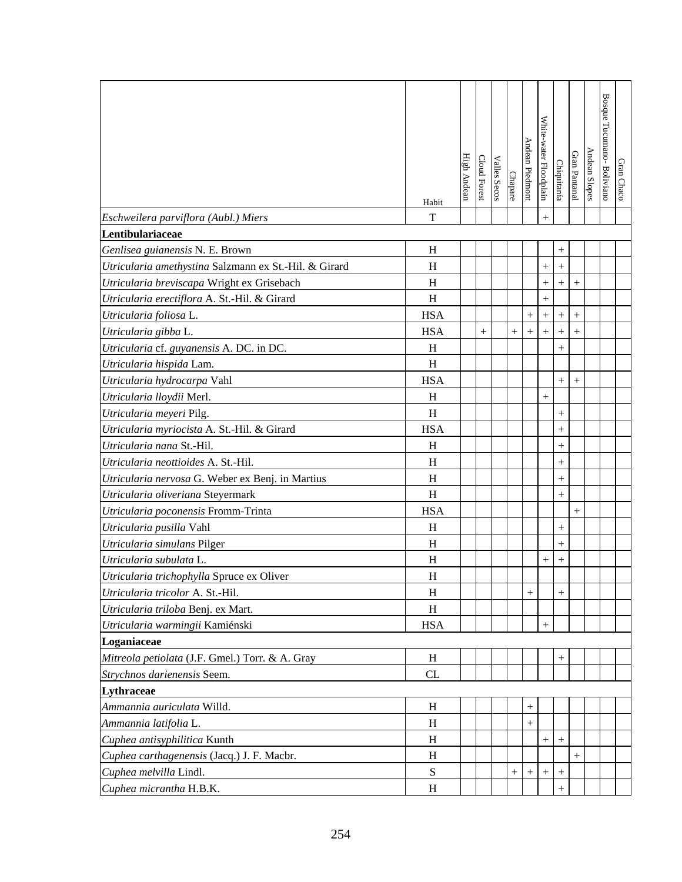| | Habit | High Andean | Cloud Forest | Valles Secos | Chapare | Andean Piedmont | White-water Floodplain | Chiquitanía | Gran Pantanal | Andean Slopes | Bosque Tucumano- Boliviano | Gran Chaco |
|---|---|---|---|---|---|---|---|---|---|---|---|---|
| *Eschweilera parviflora (Aubl.) Miers* | T | | | | | | + | | | | | |
| **Lentibulariaceae** | | | | | | | | | | | | |
| *Genlisea guianensis* N. E. Brown | H | | | | | | | + | | | | |
| *Utricularia amethystina* Salzmann ex St.-Hil. & Girard | H | | | | | | + | + | | | | |
| *Utricularia breviscapa* Wright ex Grisebach | H | | | | | | + | + | + | | | |
| *Utricularia erectiflora* A. St.-Hil. & Girard | H | | | | | | + | | | | | |
| *Utricularia foliosa* L. | HSA | | | | | + | + | + | + | | | |
| *Utricularia gibba* L. | HSA | | + | | + | + | + | + | + | | | |
| *Utricularia* cf. *guyanensis* A. DC. in DC. | H | | | | | | | + | | | | |
| *Utricularia hispida* Lam. | H | | | | | | | | | | | |
| *Utricularia hydrocarpa* Vahl | HSA | | | | | | | + | + | | | |
| *Utricularia lloydii* Merl. | H | | | | | | + | | | | | |
| *Utricularia meyeri* Pilg. | H | | | | | | | + | | | | |
| *Utricularia myriocista* A. St.-Hil. & Girard | HSA | | | | | | | + | | | | |
| *Utricularia nana* St.-Hil. | H | | | | | | | + | | | | |
| *Utricularia neottioides* A. St.-Hil. | H | | | | | | | + | | | | |
| *Utricularia nervosa* G. Weber ex Benj. in Martius | H | | | | | | | + | | | | |
| *Utricularia oliveriana* Steyermark | H | | | | | | | + | | | | |
| *Utricularia poconensis* Fromm-Trinta | HSA | | | | | | | | + | | | |
| *Utricularia pusilla* Vahl | H | | | | | | | + | | | | |
| *Utricularia simulans* Pilger | H | | | | | | | + | | | | |
| *Utricularia subulata* L. | H | | | | | | + | + | | | | |
| *Utricularia trichophylla* Spruce ex Oliver | H | | | | | | | | | | | |
| *Utricularia tricolor* A. St.-Hil. | H | | | | | + | | + | | | | |
| *Utricularia triloba* Benj. ex Mart. | H | | | | | | | | | | | |
| *Utricularia warmingii* Kamiénski | HSA | | | | | | + | | | | | |
| **Loganiaceae** | | | | | | | | | | | | |
| *Mitreola petiolata* (J.F. Gmel.) Torr. & A. Gray | H | | | | | | | + | | | | |
| *Strychnos darienensis* Seem. | CL | | | | | | | | | | | |
| **Lythraceae** | | | | | | | | | | | | |
| *Ammannia auriculata* Willd. | H | | | | | + | | | | | | |
| *Ammannia latifolia* L. | H | | | | | + | | | | | | |
| *Cuphea antisyphilitica* Kunth | H | | | | | | + | + | | | | |
| *Cuphea carthagenensis* (Jacq.) J. F. Macbr. | H | | | | | | | | + | | | |
| *Cuphea melvilla* Lindl. | S | | | | + | + | + | + | | | | |
| *Cuphea micrantha* H.B.K. | H | | | | | | | + | | | | |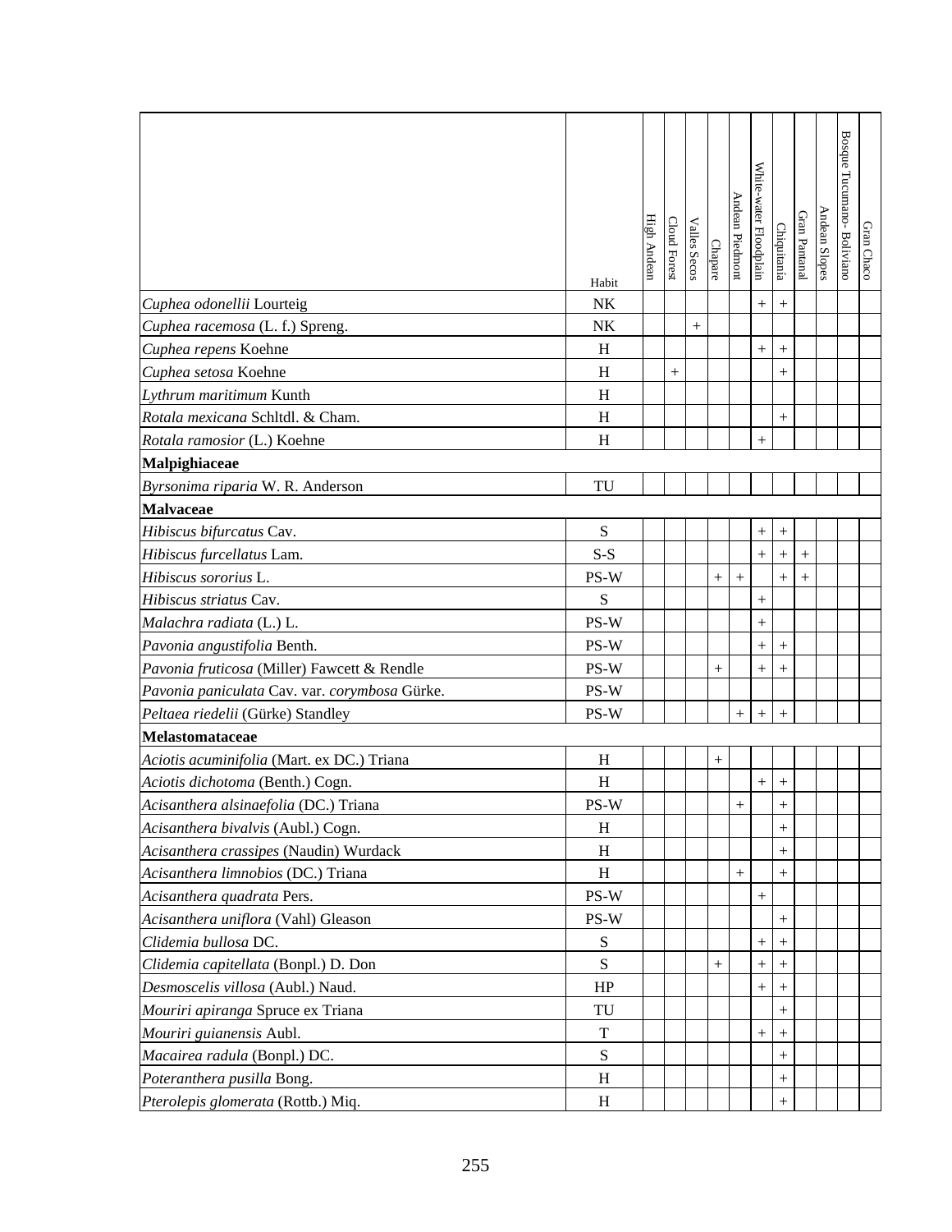| | Habit | High Andean | Cloud Forest | Valles Secos | Chapare | Andean Piedmont | White-water Floodplain | Chiquitanía | Gran Pantanal | Andean Slopes | Bosque Tucumano- Boliviano | Gran Chaco |
|---|---|---|---|---|---|---|---|---|---|---|---|---|
| *Cuphea odonellii* Lourteig | NK | | | | | | + | + | | | | |
| *Cuphea racemosa* (L. f.) Spreng. | NK | | | + | | | | | | | | |
| *Cuphea repens* Koehne | H | | | | | | + | + | | | | |
| *Cuphea setosa* Koehne | H | | + | | | | | + | | | | |
| *Lythrum maritimum* Kunth | H | | | | | | | | | | | |
| *Rotala mexicana* Schltdl. & Cham. | H | | | | | | | + | | | | |
| *Rotala ramosior* (L.) Koehne | H | | | | | | + | | | | | |
| **Malpighiaceae** | | | | | | | | | | | | |
| *Byrsonima riparia* W. R. Anderson | TU | | | | | | | | | | | |
| **Malvaceae** | | | | | | | | | | | | |
| *Hibiscus bifurcatus* Cav. | S | | | | | | + | + | | | | |
| *Hibiscus furcellatus* Lam. | S-S | | | | | | + | + | + | | | |
| *Hibiscus sororius* L. | PS-W | | | | + | + | | + | + | | | |
| *Hibiscus striatus* Cav. | S | | | | | | + | | | | | |
| *Malachra radiata* (L.) L. | PS-W | | | | | | + | | | | | |
| *Pavonia angustifolia* Benth. | PS-W | | | | | | + | + | | | | |
| *Pavonia fruticosa* (Miller) Fawcett & Rendle | PS-W | | | | + | | + | + | | | | |
| *Pavonia paniculata* Cav. var. *corymbosa* Gürke. | PS-W | | | | | | | | | | | |
| *Peltaea riedelii* (Gürke) Standley | PS-W | | | | | + | + | + | | | | |
| **Melastomataceae** | | | | | | | | | | | | |
| *Aciotis acuminifolia* (Mart. ex DC.) Triana | H | | | | + | | | | | | | |
| *Aciotis dichotoma* (Benth.) Cogn. | H | | | | | | + | + | | | | |
| *Acisanthera alsinaefolia* (DC.) Triana | PS-W | | | | | + | | + | | | | |
| *Acisanthera bivalvis* (Aubl.) Cogn. | H | | | | | | | + | | | | |
| *Acisanthera crassipes* (Naudin) Wurdack | H | | | | | | | + | | | | |
| *Acisanthera limnobios* (DC.) Triana | H | | | | | + | | + | | | | |
| *Acisanthera quadrata* Pers. | PS-W | | | | | | + | | | | | |
| *Acisanthera uniflora* (Vahl) Gleason | PS-W | | | | | | | + | | | | |
| *Clidemia bullosa* DC. | S | | | | | | + | + | | | | |
| *Clidemia capitellata* (Bonpl.) D. Don | S | | | | + | | + | + | | | | |
| *Desmoscelis villosa* (Aubl.) Naud. | HP | | | | | | + | + | | | | |
| *Mouriri apiranga* Spruce ex Triana | TU | | | | | | | + | | | | |
| *Mouriri guianensis* Aubl. | T | | | | | | + | + | | | | |
| *Macairea radula* (Bonpl.) DC. | S | | | | | | | + | | | | |
| *Poteranthera pusilla* Bong. | H | | | | | | | + | | | | |
| *Pterolepis glomerata* (Rottb.) Miq. | H | | | | | | | + | | | | |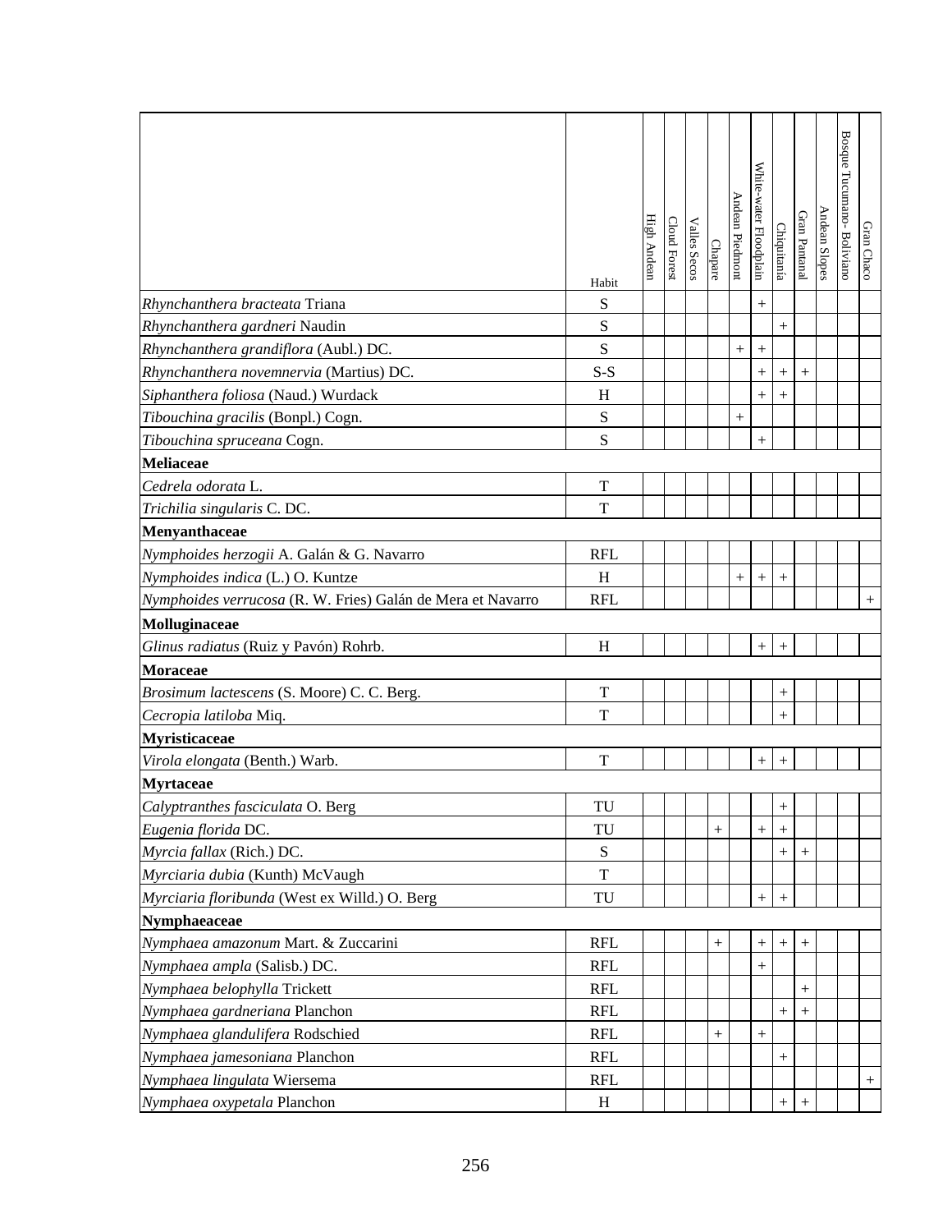| | Habit | High Andean | Cloud Forest | Valles Secos | Chapare | Andean Piedmont | White-water Floodplain | Chiquitanía | Gran Pantanal | Andean Slopes | Bosque Tucumano- Boliviano | Gran Chaco |
|---|---|---|---|---|---|---|---|---|---|---|---|---|
| *Rhynchanthera bracteata* Triana | S | | | | | | + | | | | | |
| *Rhynchanthera gardneri* Naudin | S | | | | | | | + | | | | |
| *Rhynchanthera grandiflora* (Aubl.) DC. | S | | | | | + | + | | | | | |
| *Rhynchanthera novemnervia* (Martius) DC. | S-S | | | | | | + | + | + | | | |
| *Siphanthera foliosa* (Naud.) Wurdack | H | | | | | | + | + | | | | |
| *Tibouchina gracilis* (Bonpl.) Cogn. | S | | | | | + | | | | | | |
| *Tibouchina spruceana* Cogn. | S | | | | | | + | | | | | |
| **Meliaceae** | | | | | | | | | | | | |
| *Cedrela odorata* L. | T | | | | | | | | | | | |
| *Trichilia singularis* C. DC. | T | | | | | | | | | | | |
| **Menyanthaceae** | | | | | | | | | | | | |
| *Nymphoides herzogii* A. Galán & G. Navarro | RFL | | | | | | | | | | | |
| *Nymphoides indica* (L.) O. Kuntze | H | | | | | + | + | + | | | | |
| *Nymphoides verrucosa* (R. W. Fries) Galán de Mera et Navarro | RFL | | | | | | | | | | | + |
| **Molluginaceae** | | | | | | | | | | | | |
| *Glinus radiatus* (Ruiz y Pavón) Rohrb. | H | | | | | | + | + | | | | |
| **Moraceae** | | | | | | | | | | | | |
| *Brosimum lactescens* (S. Moore) C. C. Berg. | T | | | | | | | + | | | | |
| *Cecropia latiloba* Miq. | T | | | | | | | + | | | | |
| **Myristicaceae** | | | | | | | | | | | | |
| *Virola elongata* (Benth.) Warb. | T | | | | | | + | + | | | | |
| **Myrtaceae** | | | | | | | | | | | | |
| *Calyptranthes fasciculata* O. Berg | TU | | | | | | | + | | | | |
| *Eugenia florida* DC. | TU | | | | + | | + | + | | | | |
| *Myrcia fallax* (Rich.) DC. | S | | | | | | | + | + | | | |
| *Myrciaria dubia* (Kunth) McVaugh | T | | | | | | | | | | | |
| *Myrciaria floribunda* (West ex Willd.) O. Berg | TU | | | | | | + | + | | | | |
| **Nymphaeaceae** | | | | | | | | | | | | |
| *Nymphaea amazonum* Mart. & Zuccarini | RFL | | | | + | | + | + | + | | | |
| *Nymphaea ampla* (Salisb.) DC. | RFL | | | | | | + | | | | | |
| *Nymphaea belophylla* Trickett | RFL | | | | | | | | + | | | |
| *Nymphaea gardneriana* Planchon | RFL | | | | | | | + | + | | | |
| *Nymphaea glandulifera* Rodschied | RFL | | | | + | | + | | | | | |
| *Nymphaea jamesoniana* Planchon | RFL | | | | | | | + | | | | |
| *Nymphaea lingulata* Wiersema | RFL | | | | | | | | | | | + |
| *Nymphaea oxypetala* Planchon | H | | | | | | | + | + | | | |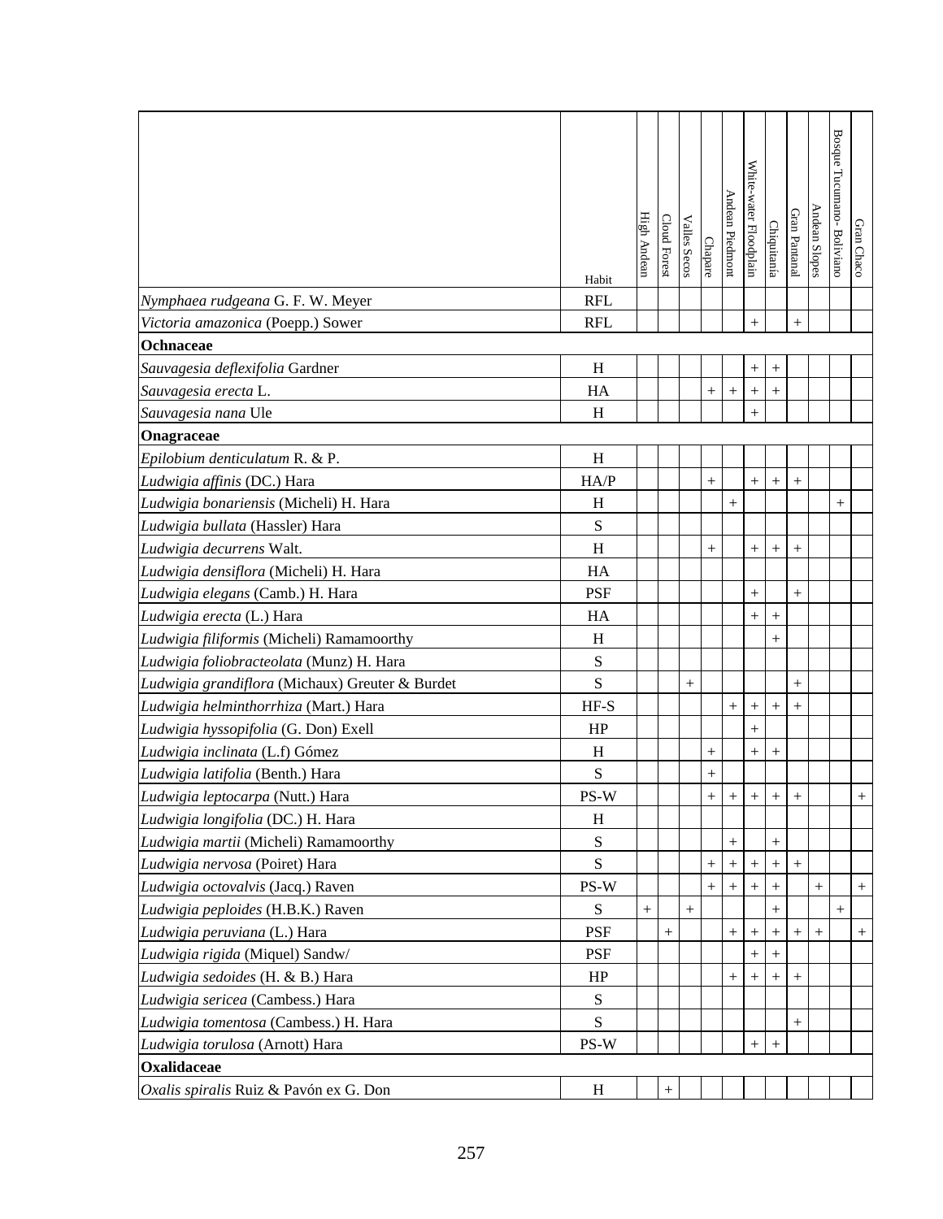| | Habit | High Andean | Cloud Forest | Valles Secos | Chapare | Andean Piedmont | White-water Floodplain | Chiquitanía | Gran Pantanal | Andean Slopes | Bosque Tucumano- Boliviano | Gran Chaco |
|---|---|---|---|---|---|---|---|---|---|---|---|---|
| *Nymphaea rudgeana* G. F. W. Meyer | RFL | | | | | | | | | | | |
| *Victoria amazonica* (Poepp.) Sower | RFL | | | | | | + | | + | | | |
| **Ochnaceae** | | | | | | | | | | | | |
| *Sauvagesia deflexifolia* Gardner | H | | | | | | + | + | | | | |
| *Sauvagesia erecta* L. | HA | | | | + | + | + | + | | | | |
| *Sauvagesia nana* Ule | H | | | | | | + | | | | | |
| **Onagraceae** | | | | | | | | | | | | |
| *Epilobium denticulatum* R. & P. | H | | | | | | | | | | | |
| *Ludwigia affinis* (DC.) Hara | HA/P | | | | + | | + | + | + | | | |
| *Ludwigia bonariensis* (Micheli) H. Hara | H | | | | | + | | | | | + | |
| *Ludwigia bullata* (Hassler) Hara | S | | | | | | | | | | | |
| *Ludwigia decurrens* Walt. | H | | | | + | | + | + | + | | | |
| *Ludwigia densiflora* (Micheli) H. Hara | HA | | | | | | | | | | | |
| *Ludwigia elegans* (Camb.) H. Hara | PSF | | | | | | + | | + | | | |
| *Ludwigia erecta* (L.) Hara | HA | | | | | | + | + | | | | |
| *Ludwigia filiformis* (Micheli) Ramamoorthy | H | | | | | | | + | | | | |
| *Ludwigia foliobracteolata* (Munz) H. Hara | S | | | | | | | | | | | |
| *Ludwigia grandiflora* (Michaux) Greuter & Burdet | S | | | + | | | | | + | | | |
| *Ludwigia helminthorrhiza* (Mart.) Hara | HF-S | | | | | + | + | + | + | | | |
| *Ludwigia hyssopifolia* (G. Don) Exell | HP | | | | | | + | | | | | |
| *Ludwigia inclinata* (L.f) Gómez | H | | | | + | | + | + | | | | |
| *Ludwigia latifolia* (Benth.) Hara | S | | | | + | | | | | | | |
| *Ludwigia leptocarpa* (Nutt.) Hara | PS-W | | | | + | + | + | + | + | | | + |
| *Ludwigia longifolia* (DC.) H. Hara | H | | | | | | | | | | | |
| *Ludwigia martii* (Micheli) Ramamoorthy | S | | | | | + | | + | | | | |
| *Ludwigia nervosa* (Poiret) Hara | S | | | | + | + | + | + | + | | | |
| *Ludwigia octovalvis* (Jacq.) Raven | PS-W | | | | + | + | + | + | | + | | + |
| *Ludwigia peploides* (H.B.K.) Raven | S | + | | + | | | | + | | | + | |
| *Ludwigia peruviana* (L.) Hara | PSF | | + | | | + | + | + | + | + | | + |
| *Ludwigia rigida* (Miquel) Sandw/ | PSF | | | | | | + | + | | | | |
| *Ludwigia sedoides* (H. & B.) Hara | HP | | | | | + | + | + | + | | | |
| *Ludwigia sericea* (Cambess.) Hara | S | | | | | | | | | | | |
| *Ludwigia tomentosa* (Cambess.) H. Hara | S | | | | | | | | + | | | |
| *Ludwigia torulosa* (Arnott) Hara | PS-W | | | | | | + | + | | | | |
| **Oxalidaceae** | | | | | | | | | | | | |
| *Oxalis spiralis* Ruiz & Pavón ex G. Don | H | | + | | | | | | | | | |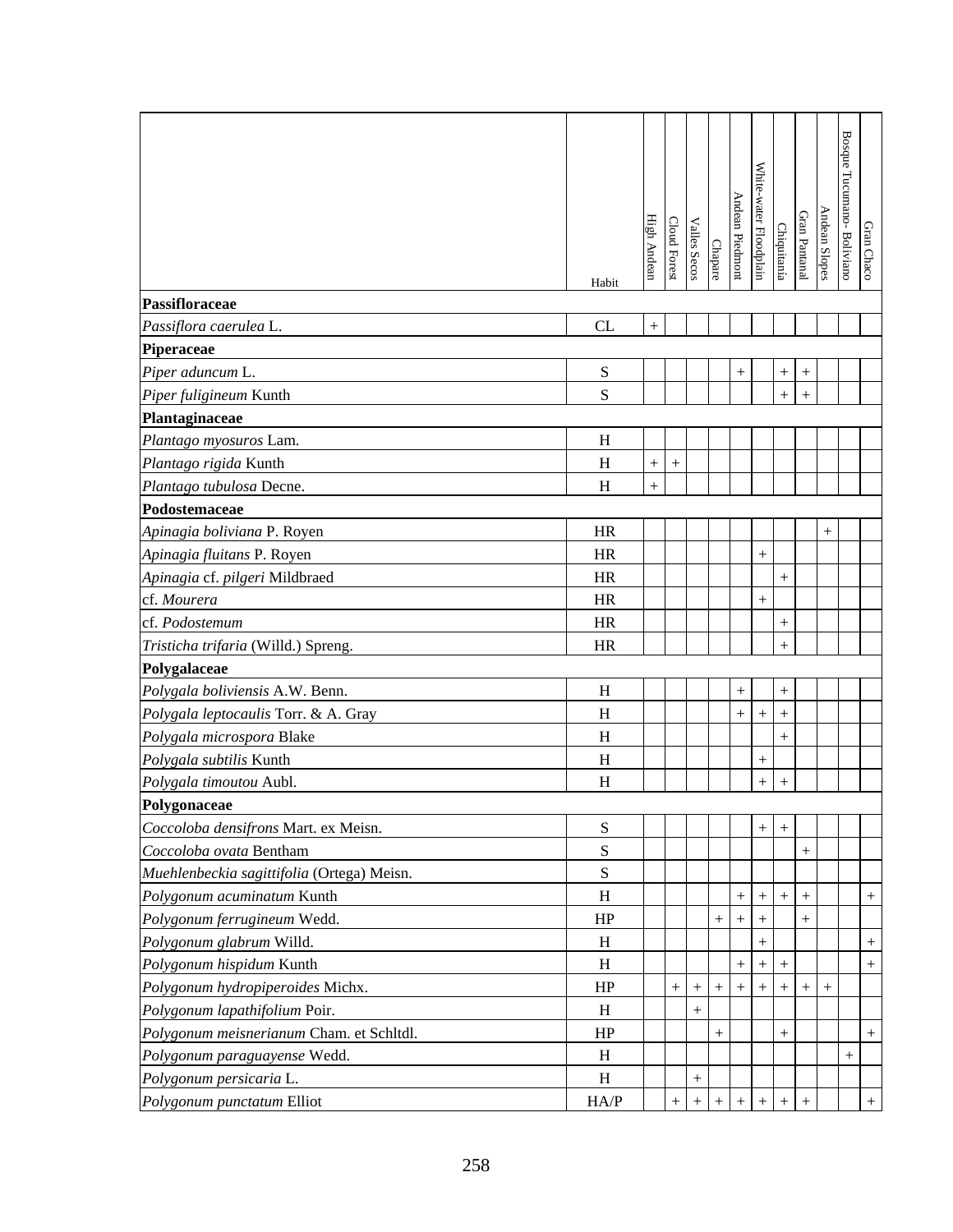| | Habit | High Andean | Cloud Forest | Valles Secos | Chapare | Andean Piedmont | White-water Floodplain | Chiquitanía | Gran Pantanal | Andean Slopes | Bosque Tucumano- Boliviano | Gran Chaco |
|---|---|---|---|---|---|---|---|---|---|---|---|---|
| **Passifloraceae** | | | | | | | | | | | | |
| *Passiflora caerulea* L. | CL | + | | | | | | | | | | |
| **Piperaceae** | | | | | | | | | | | | |
| *Piper aduncum* L. | S | | | | | + | | + | + | | | |
| *Piper fuligineum* Kunth | S | | | | | | | + | + | | | |
| **Plantaginaceae** | | | | | | | | | | | | |
| *Plantago myosuros* Lam. | H | | | | | | | | | | | |
| *Plantago rigida* Kunth | H | + | + | | | | | | | | | |
| *Plantago tubulosa* Decne. | H | + | | | | | | | | | | |
| **Podostemaceae** | | | | | | | | | | | | |
| *Apinagia boliviana* P. Royen | HR | | | | | | | | | + | | |
| *Apinagia fluitans* P. Royen | HR | | | | | | + | | | | | |
| *Apinagia* cf. *pilgeri* Mildbraed | HR | | | | | | | + | | | | |
| cf. *Mourera* | HR | | | | | | + | | | | | |
| cf. *Podostemum* | HR | | | | | | | + | | | | |
| *Tristicha trifaria* (Willd.) Spreng. | HR | | | | | | | + | | | | |
| **Polygalaceae** | | | | | | | | | | | | |
| *Polygala boliviensis* A.W. Benn. | H | | | | | + | | + | | | | |
| *Polygala leptocaulis* Torr. & A. Gray | H | | | | | + | + | + | | | | |
| *Polygala microspora* Blake | H | | | | | | | + | | | | |
| *Polygala subtilis* Kunth | H | | | | | | + | | | | | |
| *Polygala timoutou* Aubl. | H | | | | | | + | + | | | | |
| **Polygonaceae** | | | | | | | | | | | | |
| *Coccoloba densifrons* Mart. ex Meisn. | S | | | | | | + | + | | | | |
| *Coccoloba ovata* Bentham | S | | | | | | | | + | | | |
| *Muehlenbeckia sagittifolia* (Ortega) Meisn. | S | | | | | | | | | | | |
| *Polygonum acuminatum* Kunth | H | | | | | + | + | + | + | | | + |
| *Polygonum ferrugineum* Wedd. | HP | | | | + | + | + | | + | | | |
| *Polygonum glabrum* Willd. | H | | | | | | + | | | | | + |
| *Polygonum hispidum* Kunth | H | | | | | + | + | + | | | | + |
| *Polygonum hydropiperoides* Michx. | HP | | + | + | + | + | + | + | + | + | | |
| *Polygonum lapathifolium* Poir. | H | | | + | | | | | | | | |
| *Polygonum meisnerianum* Cham. et Schltdl. | HP | | | | + | | | + | | | | + |
| *Polygonum paraguayense* Wedd. | H | | | | | | | | | | + | |
| *Polygonum persicaria* L. | H | | | + | | | | | | | | |
| *Polygonum punctatum* Elliot | HA/P | | + | + | + | + | + | + | + | | | + |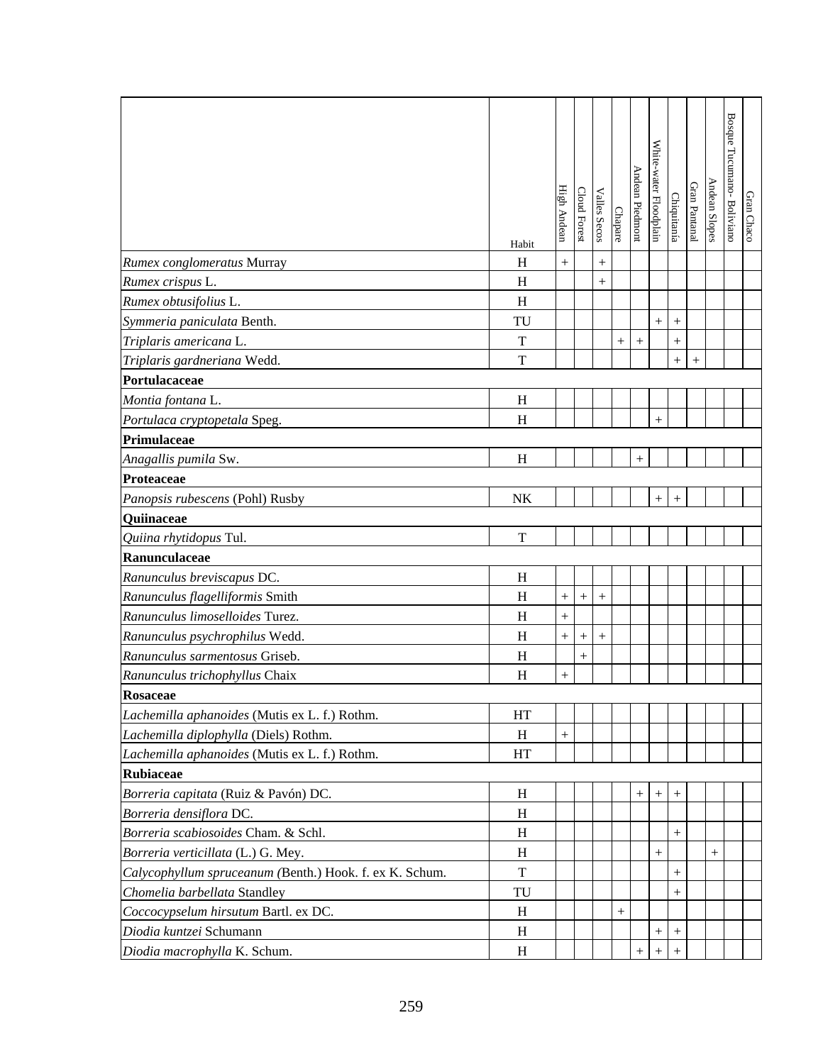| | Habit | High Andean | Cloud Forest | Valles Secos | Chapare | Andean Piedmont | White-water Floodplain | Chiquitanía | Gran Pantanal | Andean Slopes | Bosque Tucumano- Boliviano | Gran Chaco |
|---|---|---|---|---|---|---|---|---|---|---|---|---|
| *Rumex conglomeratus* Murray | H | + | | + | | | | | | | | |
| *Rumex crispus* L. | H | | | + | | | | | | | | |
| *Rumex obtusifolius* L. | H | | | | | | | | | | | |
| *Symmeria paniculata* Benth. | TU | | | | | | + | + | | | | |
| *Triplaris americana* L. | T | | | | + | + | | + | | | | |
| *Triplaris gardneriana* Wedd. | T | | | | | | | + | + | | | |
| **Portulacaceae** | | | | | | | | | | | | |
| *Montia fontana* L. | H | | | | | | | | | | | |
| *Portulaca cryptopetala* Speg. | H | | | | | | + | | | | | |
| **Primulaceae** | | | | | | | | | | | | |
| *Anagallis pumila* Sw. | H | | | | | + | | | | | | |
| **Proteaceae** | | | | | | | | | | | | |
| *Panopsis rubescens* (Pohl) Rusby | NK | | | | | | + | + | | | | |
| **Quiinaceae** | | | | | | | | | | | | |
| *Quiina rhytidopus* Tul. | T | | | | | | | | | | | |
| **Ranunculaceae** | | | | | | | | | | | | |
| *Ranunculus breviscapus* DC. | H | | | | | | | | | | | |
| *Ranunculus flagelliformis* Smith | H | + | + | + | | | | | | | | |
| *Ranunculus limoselloides* Turez. | H | + | | | | | | | | | | |
| *Ranunculus psychrophilus* Wedd. | H | + | + | + | | | | | | | | |
| *Ranunculus sarmentosus* Griseb. | H | | + | | | | | | | | | |
| *Ranunculus trichophyllus* Chaix | H | + | | | | | | | | | | |
| **Rosaceae** | | | | | | | | | | | | |
| *Lachemilla aphanoides* (Mutis ex L. f.) Rothm. | HT | | | | | | | | | | | |
| *Lachemilla diplophylla* (Diels) Rothm. | H | + | | | | | | | | | | |
| *Lachemilla aphanoides* (Mutis ex L. f.) Rothm. | HT | | | | | | | | | | | |
| **Rubiaceae** | | | | | | | | | | | | |
| *Borreria capitata* (Ruiz & Pavón) DC. | H | | | | | + | + | + | | | | |
| *Borreria densiflora* DC. | H | | | | | | | | | | | |
| *Borreria scabiosoides* Cham. & Schl. | H | | | | | | | + | | | | |
| *Borreria verticillata* (L.) G. Mey. | H | | | | | | + | | | + | | |
| *Calycophyllum spruceanum (*Benth.) Hook. f. ex K. Schum. | T | | | | | | | + | | | | |
| *Chomelia barbellata* Standley | TU | | | | | | | + | | | | |
| *Coccocypselum hirsutum* Bartl. ex DC. | H | | | | + | | | | | | | |
| *Diodia kuntzei* Schumann | H | | | | | | + | + | | | | |
| *Diodia macrophylla* K. Schum. | H | | | | | + | + | + | | | | |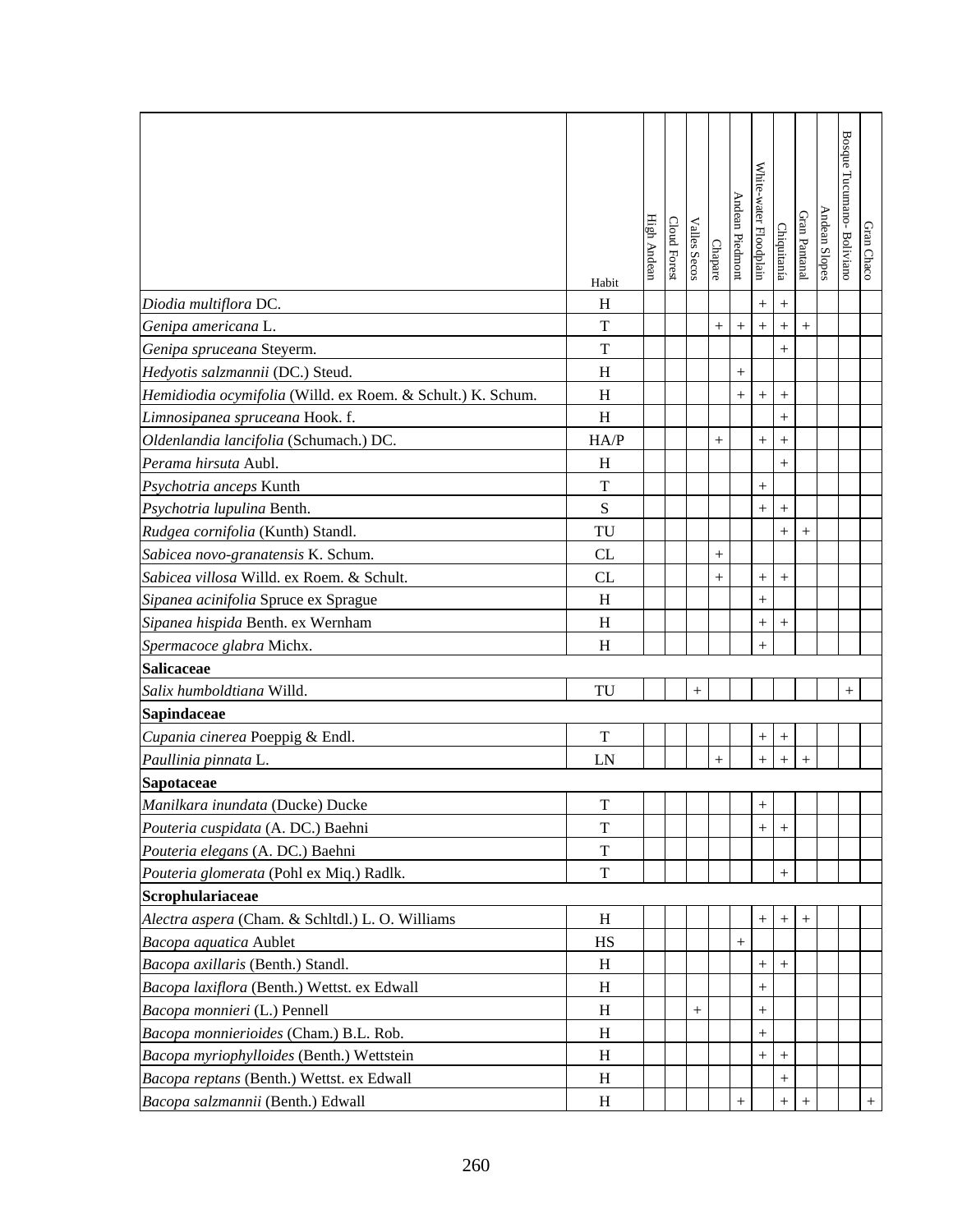| | Habit | High Andean | Cloud Forest | Valles Secos | Chapare | Andean Piedmont | White-water Floodplain | Chiquitanía | Gran Pantanal | Andean Slopes | Bosque Tucumano- Boliviano | Gran Chaco |
|---|---|---|---|---|---|---|---|---|---|---|---|---|
| *Diodia multiflora* DC. | H | | | | | | + | + | | | | |
| *Genipa americana* L. | T | | | | + | + | + | + | + | | | |
| *Genipa spruceana* Steyerm. | T | | | | | | | + | | | | |
| *Hedyotis salzmannii* (DC.) Steud. | H | | | | | + | | | | | | |
| *Hemidiodia ocymifolia* (Willd. ex Roem. & Schult.) K. Schum. | H | | | | | + | + | + | | | | |
| *Limnosipanea spruceana* Hook. f. | H | | | | | | | + | | | | |
| *Oldenlandia lancifolia* (Schumach.) DC. | HA/P | | | | + | | + | + | | | | |
| *Perama hirsuta* Aubl. | H | | | | | | | + | | | | |
| *Psychotria anceps* Kunth | T | | | | | | + | | | | | |
| *Psychotria lupulina* Benth. | S | | | | | | + | + | | | | |
| *Rudgea cornifolia* (Kunth) Standl. | TU | | | | | | | + | + | | | |
| *Sabicea novo-granatensis* K. Schum. | CL | | | | + | | | | | | | |
| *Sabicea villosa* Willd. ex Roem. & Schult. | CL | | | | + | | + | + | | | | |
| *Sipanea acinifolia* Spruce ex Sprague | H | | | | | | + | | | | | |
| *Sipanea hispida* Benth. ex Wernham | H | | | | | | + | + | | | | |
| *Spermacoce glabra* Michx. | H | | | | | | + | | | | | |
| **Salicaceae** | | | | | | | | | | | | |
| *Salix humboldtiana* Willd. | TU | | | + | | | | | | | + | |
| **Sapindaceae** | | | | | | | | | | | | |
| *Cupania cinerea* Poeppig & Endl. | T | | | | | | + | + | | | | |
| *Paullinia pinnata* L. | LN | | | | + | | + | + | + | | | |
| **Sapotaceae** | | | | | | | | | | | | |
| *Manilkara inundata* (Ducke) Ducke | T | | | | | | + | | | | | |
| *Pouteria cuspidata* (A. DC.) Baehni | T | | | | | | + | + | | | | |
| *Pouteria elegans* (A. DC.) Baehni | T | | | | | | | | | | | |
| *Pouteria glomerata* (Pohl ex Miq.) Radlk. | T | | | | | | | + | | | | |
| **Scrophulariaceae** | | | | | | | | | | | | |
| *Alectra aspera* (Cham. & Schltdl.) L. O. Williams | H | | | | | | + | + | + | | | |
| *Bacopa aquatica* Aublet | HS | | | | | + | | | | | | |
| *Bacopa axillaris* (Benth.) Standl. | H | | | | | | + | + | | | | |
| *Bacopa laxiflora* (Benth.) Wettst. ex Edwall | H | | | | | | + | | | | | |
| *Bacopa monnieri* (L.) Pennell | H | | | + | | | + | | | | | |
| *Bacopa monnierioides* (Cham.) B.L. Rob. | H | | | | | | + | | | | | |
| *Bacopa myriophylloides* (Benth.) Wettstein | H | | | | | | + | + | | | | |
| *Bacopa reptans* (Benth.) Wettst. ex Edwall | H | | | | | | | + | | | | |
| *Bacopa salzmannii* (Benth.) Edwall | H | | | | | + | | + | + | | | + |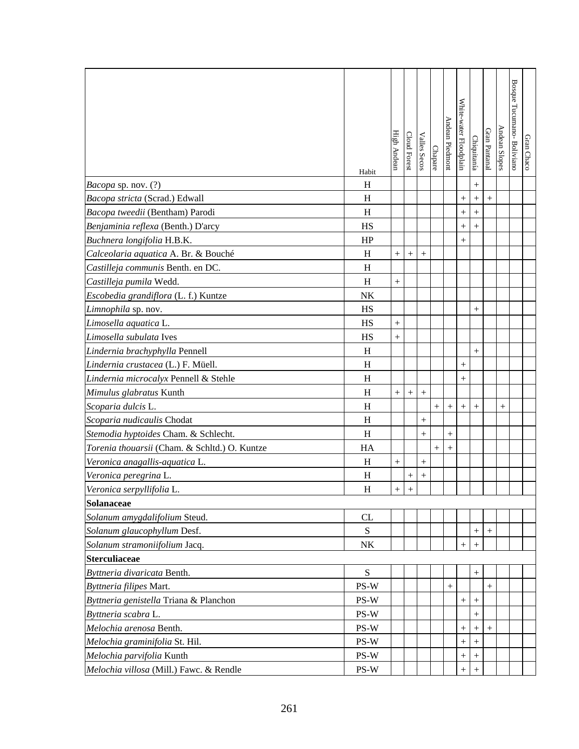| | Habit | High Andean | Cloud Forest | Valles Secos | Chapare | Andean Piedmont | White-water Floodplain | Chiquitanía | Gran Pantanal | Andean Slopes | Bosque Tucumano- Boliviano | Gran Chaco |
|---|---|---|---|---|---|---|---|---|---|---|---|---|
| *Bacopa* sp. nov. (?) | H | | | | | | | + | | | | |
| *Bacopa stricta* (Scrad.) Edwall | H | | | | | | + | + | + | | | |
| *Bacopa tweedii* (Bentham) Parodi | H | | | | | | + | + | | | | |
| *Benjaminia reflexa* (Benth.) D'arcy | HS | | | | | | + | + | | | | |
| *Buchnera longifolia* H.B.K. | HP | | | | | | + | | | | | |
| *Calceolaria aquatica* A. Br. & Bouché | H | + | + | + | | | | | | | | |
| *Castilleja communis* Benth. en DC. | H | | | | | | | | | | | |
| *Castilleja pumila* Wedd. | H | + | | | | | | | | | | |
| *Escobedia grandiflora* (L. f.) Kuntze | NK | | | | | | | | | | | |
| *Limnophila* sp. nov. | HS | | | | | | | + | | | | |
| *Limosella aquatica* L. | HS | + | | | | | | | | | | |
| *Limosella subulata* Ives | HS | + | | | | | | | | | | |
| *Lindernia brachyphylla* Pennell | H | | | | | | | + | | | | |
| *Lindernia crustacea* (L.) F. Müell. | H | | | | | | + | | | | | |
| *Lindernia microcalyx* Pennell & Stehle | H | | | | | | + | | | | | |
| *Mimulus glabratus* Kunth | H | + | + | + | | | | | | | | |
| *Scoparia dulcis* L. | H | | | | + | + | + | + | | + | | |
| *Scoparia nudicaulis* Chodat | H | | | + | | | | | | | | |
| *Stemodia hyptoides* Cham. & Schlecht. | H | | | + | | + | | | | | | |
| *Torenia thouarsii* (Cham. & Schltd.) O. Kuntze | HA | | | | + | + | | | | | | |
| *Veronica anagallis-aquatica* L. | H | + | | + | | | | | | | | |
| *Veronica peregrina* L. | H | | + | + | | | | | | | | |
| *Veronica serpyllifolia* L. | H | + | + | | | | | | | | | |
| **Solanaceae** | | | | | | | | | | | | |
| *Solanum amygdalifolium* Steud. | CL | | | | | | | | | | | |
| *Solanum glaucophyllum* Desf. | S | | | | | | | + | + | | | |
| *Solanum stramoniifolium* Jacq. | NK | | | | | | + | + | | | | |
| **Sterculiaceae** | | | | | | | | | | | | |
| *Byttneria divaricata* Benth. | S | | | | | | | + | | | | |
| *Byttneria filipes* Mart. | PS-W | | | | | + | | | + | | | |
| *Byttneria genistella* Triana & Planchon | PS-W | | | | | | + | + | | | | |
| *Byttneria scabra* L. | PS-W | | | | | | | + | | | | |
| *Melochia arenosa* Benth. | PS-W | | | | | | + | + | + | | | |
| *Melochia graminifolia* St. Hil. | PS-W | | | | | | + | + | | | | |
| *Melochia parvifolia* Kunth | PS-W | | | | | | + | + | | | | |
| *Melochia villosa* (Mill.) Fawc. & Rendle | PS-W | | | | | | + | + | | | | |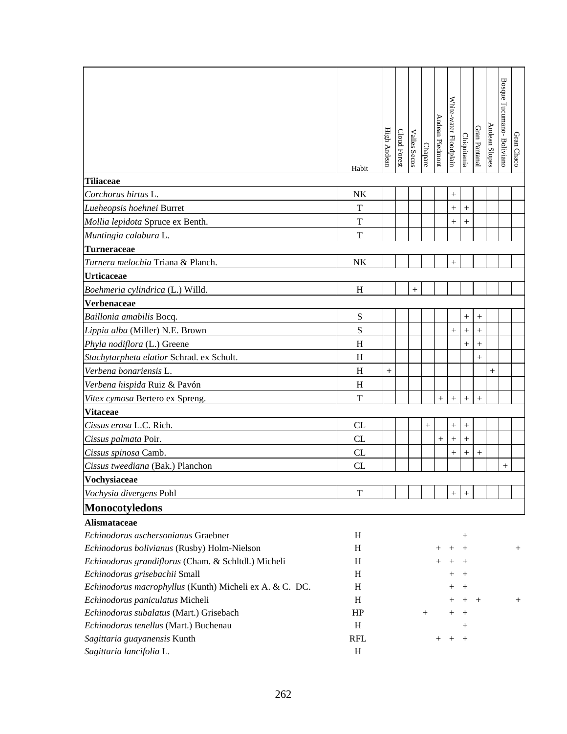| | Habit | High Andean | Cloud Forest | Valles Secos | Chapare | Andean Piedmont | White-water Floodplain | Chiquitanía | Gran Pantanal | Andean Slopes | Bosque Tucumano- Boliviano | Gran Chaco |
|---|---|---|---|---|---|---|---|---|---|---|---|---|
| **Tiliaceae** | | | | | | | | | | | | |
| *Corchorus hirtus* L. | NK | | | | | | + | | | | | |
| *Lueheopsis hoehnei* Burret | T | | | | | | + | + | | | | |
| *Mollia lepidota* Spruce ex Benth. | T | | | | | | + | + | | | | |
| *Muntingia calabura* L. | T | | | | | | | | | | | |
| **Turneraceae** | | | | | | | | | | | | |
| *Turnera melochia* Triana & Planch. | NK | | | | | | + | | | | | |
| **Urticaceae** | | | | | | | | | | | | |
| *Boehmeria cylindrica* (L.) Willd. | H | | | + | | | | | | | | |
| **Verbenaceae** | | | | | | | | | | | | |
| *Baillonia amabilis* Bocq. | S | | | | | | | + | + | | | |
| *Lippia alba* (Miller) N.E. Brown | S | | | | | | + | + | + | | | |
| *Phyla nodiflora* (L.) Greene | H | | | | | | | + | + | | | |
| *Stachytarpheta elatior* Schrad. ex Schult. | H | | | | | | | | + | | | |
| *Verbena bonariensis* L. | H | + | | | | | | | | + | | |
| *Verbena hispida* Ruiz & Pavón | H | | | | | | | | | | | |
| *Vitex cymosa* Bertero ex Spreng. | T | | | | | + | + | + | + | | | |
| **Vitaceae** | | | | | | | | | | | | |
| *Cissus erosa* L.C. Rich. | CL | | | | + | | + | + | | | | |
| *Cissus palmata* Poir. | CL | | | | | + | + | + | | | | |
| *Cissus spinosa* Camb. | CL | | | | | | + | + | + | | | |
| *Cissus tweediana* (Bak.) Planchon | CL | | | | | | | | | | + | |
| **Vochysiaceae** | | | | | | | | | | | | |
| *Vochysia divergens* Pohl | T | | | | | | + | + | | | | |
| **Monocotyledons** | | | | | | | | | | | | |
| **Alismataceae** | | | | | | | | | | | | |
| *Echinodorus aschersonianus* Graebner | H | | | | | | | + | | | | |
| *Echinodorus bolivianus* (Rusby) Holm-Nielson | H | | | | | + | + | + | | | | + |
| *Echinodorus grandiflorus* (Cham. & Schltdl.) Micheli | H | | | | | + | + | + | | | | |
| *Echinodorus grisebachii* Small | H | | | | | | + | + | | | | |
| *Echinodorus macrophyllus* (Kunth) Micheli ex A. & C. DC. | H | | | | | | + | + | | | | |
| *Echinodorus paniculatus* Micheli | H | | | | | | + | + | + | | | + |
| *Echinodorus subalatus* (Mart.) Grisebach | HP | | | | + | | + | + | | | | |
| *Echinodorus tenellus* (Mart.) Buchenau | H | | | | | | | + | | | | |
| *Sagittaria guayanensis* Kunth | RFL | | | | | + | + | + | | | | |
| *Sagittaria lancifolia* L. | H | | | | | | | | | | | |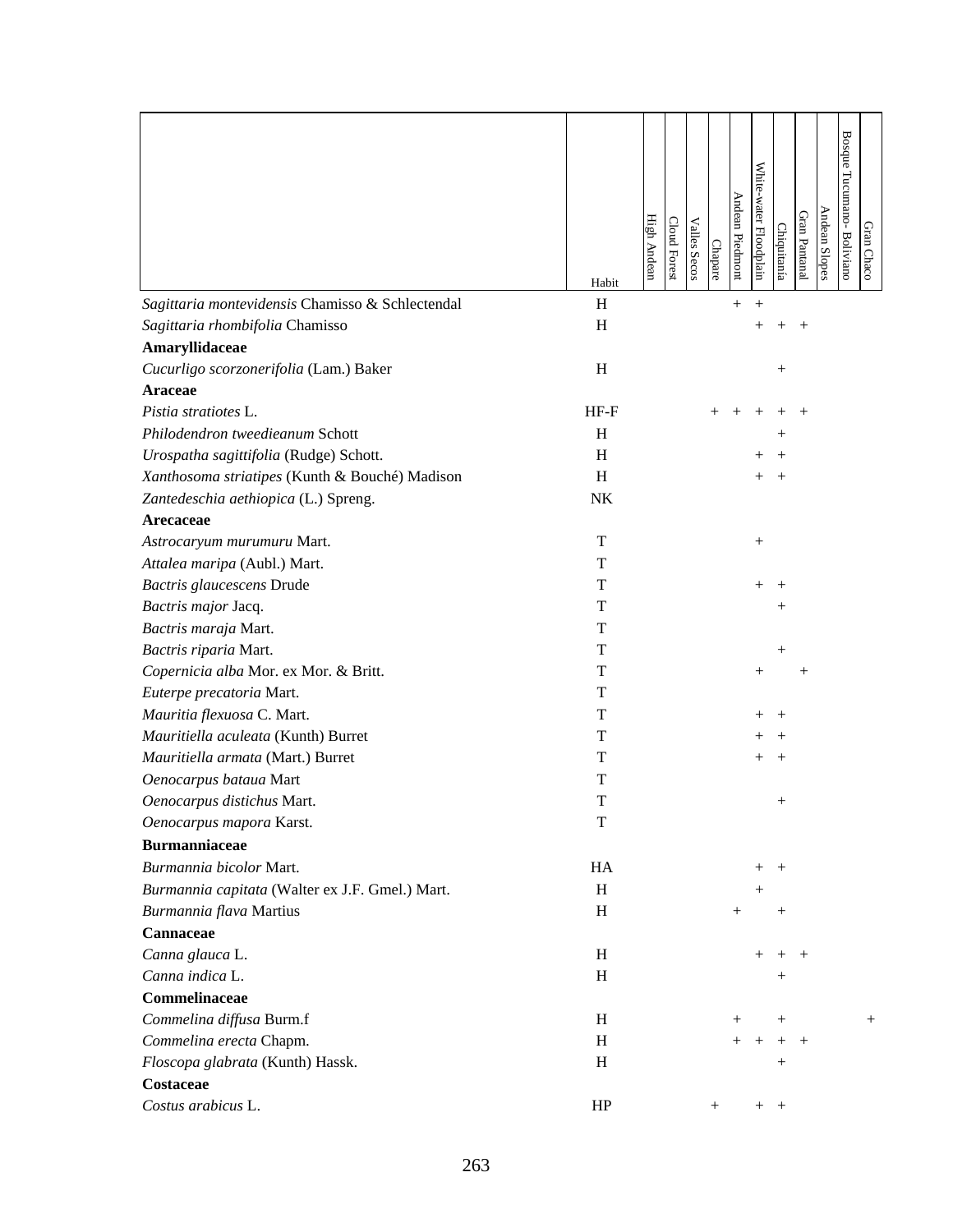| | Habit | High Andean | Cloud Forest | Valles Secos | Chapare | Andean Piedmont | White-water Floodplain | Chiquitanía | Gran Pantanal | Andean Slopes | Bosque Tucumano- Boliviano | Gran Chaco |
|---|---|---|---|---|---|---|---|---|---|---|---|---|
| *Sagittaria montevidensis* Chamisso & Schlectendal | H | | | | | + | + | | | | | |
| *Sagittaria rhombifolia* Chamisso | H | | | | | | + | + | + | | | |
| **Amaryllidaceae** | | | | | | | | | | | | |
| *Cucurligo scorzonerifolia* (Lam.) Baker | H | | | | | | | + | | | | |
| **Araceae** | | | | | | | | | | | | |
| *Pistia stratiotes* L. | HF-F | | | | + | + | + | + | + | | | |
| *Philodendron tweedieanum* Schott | H | | | | | | | + | | | | |
| *Urospatha sagittifolia* (Rudge) Schott. | H | | | | | | + | + | | | | |
| *Xanthosoma striatipes* (Kunth & Bouché) Madison | H | | | | | | + | + | | | | |
| *Zantedeschia aethiopica* (L.) Spreng. | NK | | | | | | | | | | | |
| **Arecaceae** | | | | | | | | | | | | |
| *Astrocaryum murumuru* Mart. | T | | | | | | + | | | | | |
| *Attalea maripa* (Aubl.) Mart. | T | | | | | | | | | | | |
| *Bactris glaucescens* Drude | T | | | | | | + | + | | | | |
| *Bactris major* Jacq. | T | | | | | | | + | | | | |
| *Bactris maraja* Mart. | T | | | | | | | | | | | |
| *Bactris riparia* Mart. | T | | | | | | | + | | | | |
| *Copernicia alba* Mor. ex Mor. & Britt. | T | | | | | | + | | + | | | |
| *Euterpe precatoria* Mart. | T | | | | | | | | | | | |
| *Mauritia flexuosa* C. Mart. | T | | | | | | + | + | | | | |
| *Mauritiella aculeata* (Kunth) Burret | T | | | | | | + | + | | | | |
| *Mauritiella armata* (Mart.) Burret | T | | | | | | + | + | | | | |
| *Oenocarpus bataua* Mart | T | | | | | | | | | | | |
| *Oenocarpus distichus* Mart. | T | | | | | | | + | | | | |
| *Oenocarpus mapora* Karst. | T | | | | | | | | | | | |
| **Burmanniaceae** | | | | | | | | | | | | |
| *Burmannia bicolor* Mart. | HA | | | | | | + | + | | | | |
| *Burmannia capitata* (Walter ex J.F. Gmel.) Mart. | H | | | | | | + | | | | | |
| *Burmannia flava* Martius | H | | | | | + | | + | | | | |
| **Cannaceae** | | | | | | | | | | | | |
| *Canna glauca* L. | H | | | | | | + | + | + | | | |
| *Canna indica* L. | H | | | | | | | + | | | | |
| **Commelinaceae** | | | | | | | | | | | | |
| *Commelina diffusa* Burm.f | H | | | | | + | | + | | | | + |
| *Commelina erecta* Chapm. | H | | | | | + | + | + | + | | | |
| *Floscopa glabrata* (Kunth) Hassk. | H | | | | | | | + | | | | |
| **Costaceae** | | | | | | | | | | | | |
| *Costus arabicus* L. | HP | | | | + | | + | + | | | | |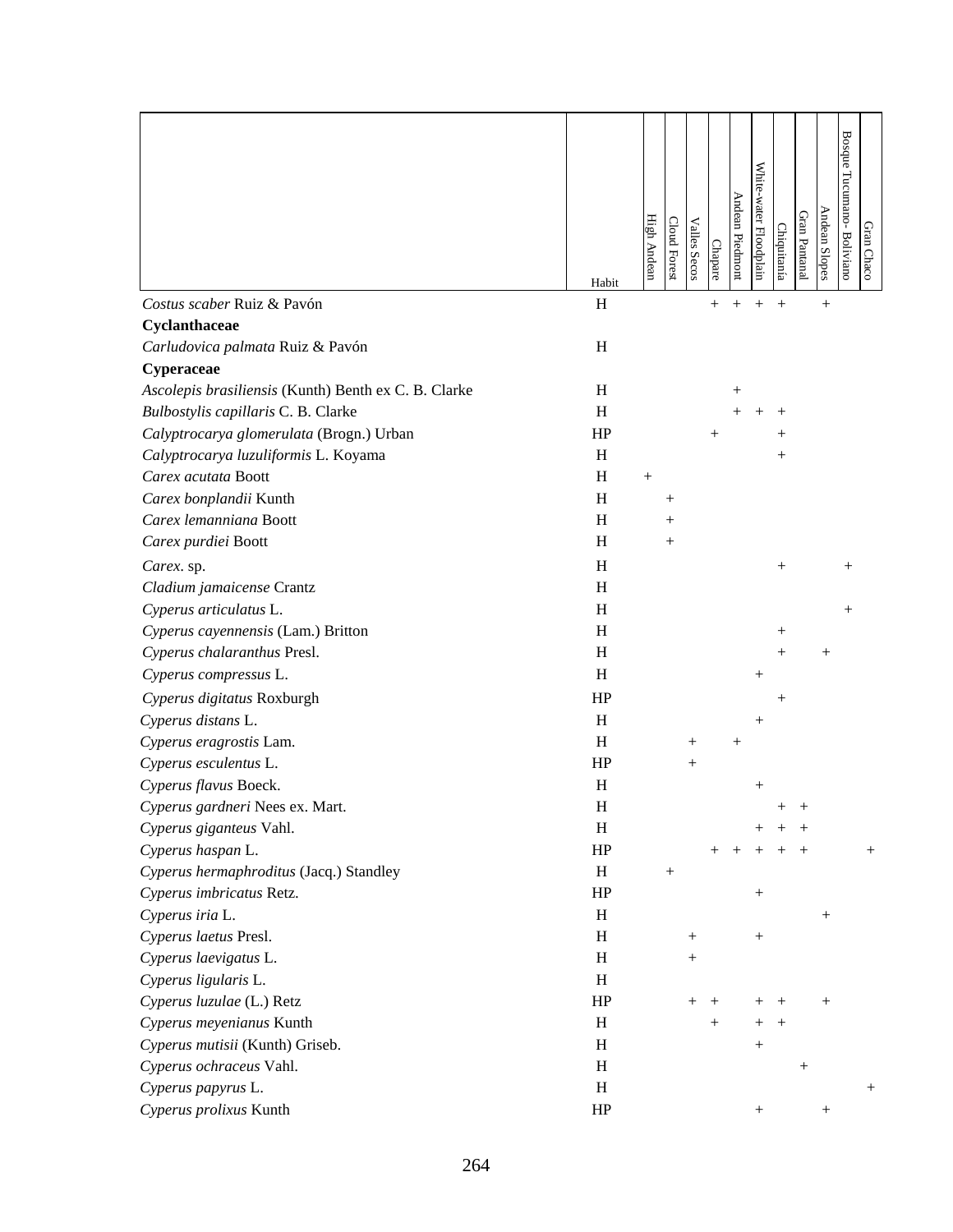| | Habit | High Andean | Cloud Forest | Valles Secos | Chapare | Andean Piedmont | White-water Floodplain | Chiquitanía | Gran Pantanal | Andean Slopes | Bosque Tucumano- Boliviano | Gran Chaco |
|---|---|---|---|---|---|---|---|---|---|---|---|---|
| *Costus scaber* Ruiz & Pavón | H | | | | + | + | + | + | | + | | |
| **Cyclanthaceae** | | | | | | | | | | | | |
| *Carludovica palmata* Ruiz & Pavón | H | | | | | | | | | | | |
| **Cyperaceae** | | | | | | | | | | | | |
| *Ascolepis brasiliensis* (Kunth) Benth ex C. B. Clarke | H | | | | | + | | | | | | |
| *Bulbostylis capillaris* C. B. Clarke | H | | | | | + | + | + | | | | |
| *Calyptrocarya glomerulata* (Brogn.) Urban | HP | | | | + | | | + | | | | |
| *Calyptrocarya luzuliformis* L. Koyama | H | | | | | | | + | | | | |
| *Carex acutata* Boott | H | + | | | | | | | | | | |
| *Carex bonplandii* Kunth | H | | + | | | | | | | | | |
| *Carex lemanniana* Boott | H | | + | | | | | | | | | |
| *Carex purdiei* Boott | H | | + | | | | | | | | | |
| *Carex*. sp. | H | | | | | | | + | | | + | |
| *Cladium jamaicense* Crantz | H | | | | | | | | | | | |
| *Cyperus articulatus* L. | H | | | | | | | | | | + | |
| *Cyperus cayennensis* (Lam.) Britton | H | | | | | | | + | | | | |
| *Cyperus chalaranthus* Presl. | H | | | | | | | + | | + | | |
| *Cyperus compressus* L. | H | | | | | | + | | | | | |
| *Cyperus digitatus* Roxburgh | HP | | | | | | | + | | | | |
| *Cyperus distans* L. | H | | | | | | + | | | | | |
| *Cyperus eragrostis* Lam. | H | | | + | | + | | | | | | |
| *Cyperus esculentus* L. | HP | | | + | | | | | | | | |
| *Cyperus flavus* Boeck. | H | | | | | | + | | | | | |
| *Cyperus gardneri* Nees ex. Mart. | H | | | | | | | + | + | | | |
| *Cyperus giganteus* Vahl. | H | | | | | | + | + | + | | | |
| *Cyperus haspan* L. | HP | | | | + | + | + | + | + | | | + |
| *Cyperus hermaphroditus* (Jacq.) Standley | H | | + | | | | | | | | | |
| *Cyperus imbricatus* Retz. | HP | | | | | | + | | | | | |
| *Cyperus iria* L. | H | | | | | | | | | + | | |
| *Cyperus laetus* Presl. | H | | | + | | | + | | | | | |
| *Cyperus laevigatus* L. | H | | | + | | | | | | | | |
| *Cyperus ligularis* L. | H | | | | | | | | | | | |
| *Cyperus luzulae* (L.) Retz | HP | | | + | + | | + | + | | + | | |
| *Cyperus meyenianus* Kunth | H | | | | + | | + | + | | | | |
| *Cyperus mutisii* (Kunth) Griseb. | H | | | | | | + | | | | | |
| *Cyperus ochraceus* Vahl. | H | | | | | | | | + | | | |
| *Cyperus papyrus* L. | H | | | | | | | | | | | + |
| *Cyperus prolixus* Kunth | HP | | | | | | + | | | + | | |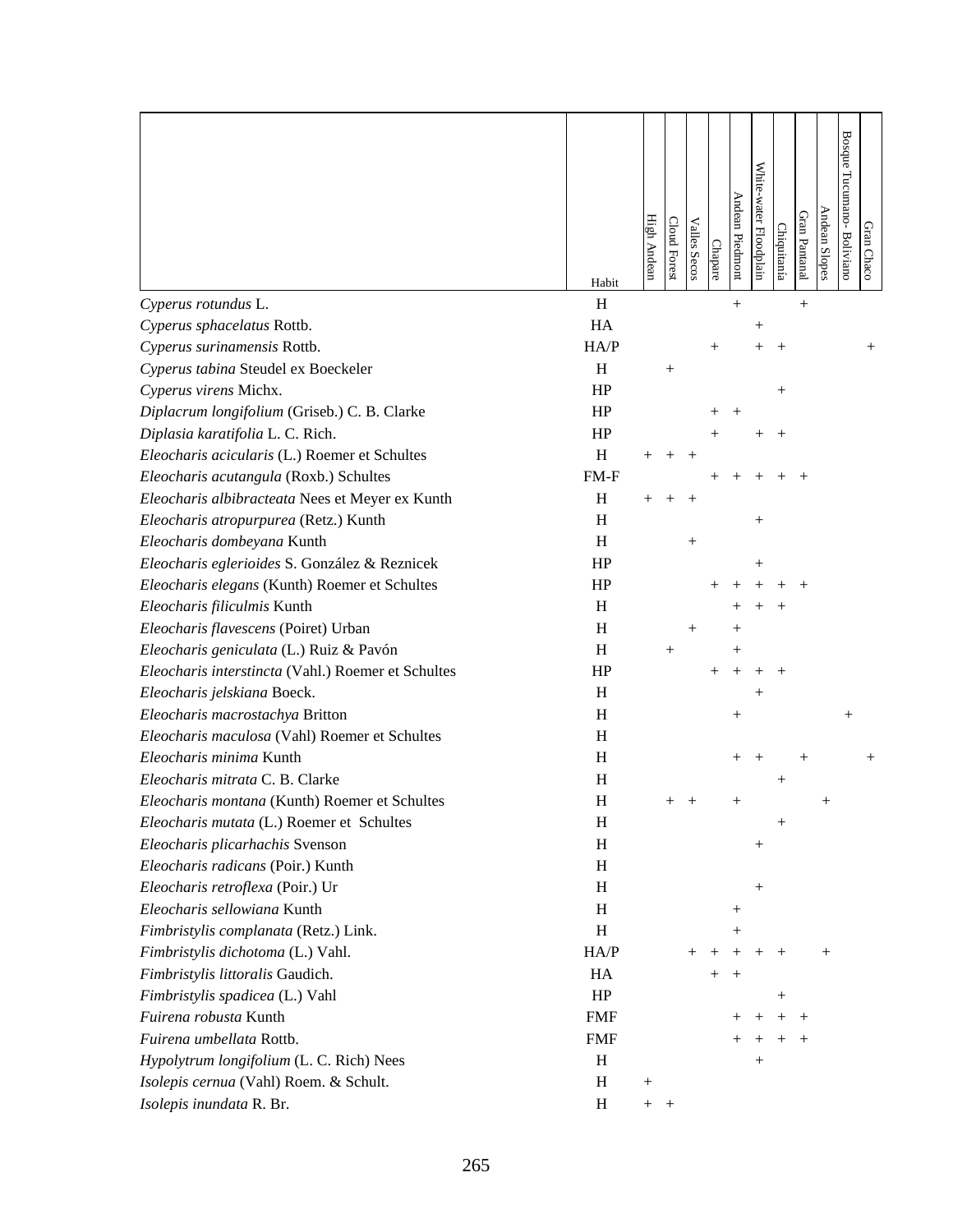| | Habit | High Andean | Cloud Forest | Valles Secos | Chapare | Andean Piedmont | White-water Floodplain | Chiquitanía | Gran Pantanal | Andean Slopes | Bosque Tucumano- Boliviano | Gran Chaco |
|---|---|---|---|---|---|---|---|---|---|---|---|---|
| *Cyperus rotundus* L. | H | | | | | + | | | + | | | |
| *Cyperus sphacelatus* Rottb. | HA | | | | | | + | | | | | |
| *Cyperus surinamensis* Rottb. | HA/P | | | | + | | + | + | | | | + |
| *Cyperus tabina* Steudel ex Boeckeler | H | | + | | | | | | | | | |
| *Cyperus virens* Michx. | HP | | | | | | | + | | | | |
| *Diplacrum longifolium* (Griseb.) C. B. Clarke | HP | | | | + | + | | | | | | |
| *Diplasia karatifolia* L. C. Rich. | HP | | | | + | | + | + | | | | |
| *Eleocharis acicularis* (L.) Roemer et Schultes | H | + | + | + | | | | | | | | |
| *Eleocharis acutangula* (Roxb.) Schultes | FM-F | | | | + | + | + | + | + | | | |
| *Eleocharis albibracteata* Nees et Meyer ex Kunth | H | + | + | + | | | | | | | | |
| *Eleocharis atropurpurea* (Retz.) Kunth | H | | | | | | + | | | | | |
| *Eleocharis dombeyana* Kunth | H | | | + | | | | | | | | |
| *Eleocharis eglerioides* S. González & Reznicek | HP | | | | | | + | | | | | |
| *Eleocharis elegans* (Kunth) Roemer et Schultes | HP | | | | + | + | + | + | + | | | |
| *Eleocharis filiculmis* Kunth | H | | | | | + | + | + | | | | |
| *Eleocharis flavescens* (Poiret) Urban | H | | | + | | + | | | | | | |
| *Eleocharis geniculata* (L.) Ruiz & Pavón | H | | + | | | + | | | | | | |
| *Eleocharis interstincta* (Vahl.) Roemer et Schultes | HP | | | | + | + | + | + | | | | |
| *Eleocharis jelskiana* Boeck. | H | | | | | | + | | | | | |
| *Eleocharis macrostachya* Britton | H | | | | | + | | | | | + | |
| *Eleocharis maculosa* (Vahl) Roemer et Schultes | H | | | | | | | | | | | |
| *Eleocharis minima* Kunth | H | | | | | + | + | | + | | | + |
| *Eleocharis mitrata* C. B. Clarke | H | | | | | | | + | | | | |
| *Eleocharis montana* (Kunth) Roemer et Schultes | H | | + | + | | + | | | | + | | |
| *Eleocharis mutata* (L.) Roemer et Schultes | H | | | | | | | + | | | | |
| *Eleocharis plicarhachis* Svenson | H | | | | | | + | | | | | |
| *Eleocharis radicans* (Poir.) Kunth | H | | | | | | | | | | | |
| *Eleocharis retroflexa* (Poir.) Ur | H | | | | | | + | | | | | |
| *Eleocharis sellowiana* Kunth | H | | | | | + | | | | | | |
| *Fimbristylis complanata* (Retz.) Link. | H | | | | | + | | | | | | |
| *Fimbristylis dichotoma* (L.) Vahl. | HA/P | | | + | + | + | + | + | | + | | |
| *Fimbristylis littoralis* Gaudich. | HA | | | | + | + | | | | | | |
| *Fimbristylis spadicea* (L.) Vahl | HP | | | | | | | + | | | | |
| *Fuirena robusta* Kunth | FMF | | | | | + | + | + | + | | | |
| *Fuirena umbellata* Rottb. | FMF | | | | | + | + | + | + | | | |
| *Hypolytrum longifolium* (L. C. Rich) Nees | H | | | | | | + | | | | | |
| *Isolepis cernua* (Vahl) Roem. & Schult. | H | + | | | | | | | | | | |
| *Isolepis inundata* R. Br. | H | + | + | | | | | | | | | |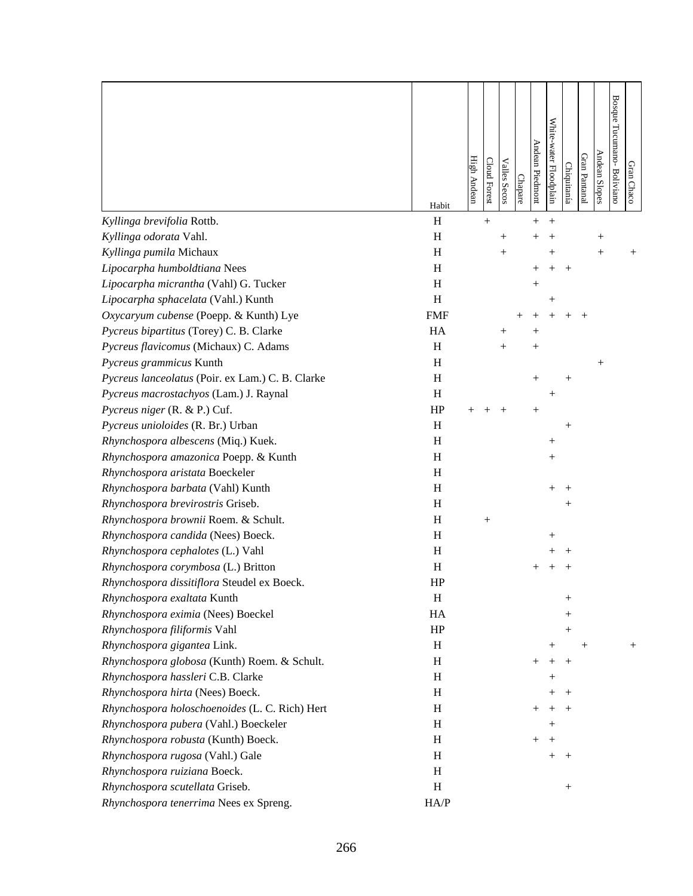| | Habit | High Andean | Cloud Forest | Valles Secos | Chapare | Andean Piedmont | White-water Floodplain | Chiquitanía | Gran Pantanal | Andean Slopes | Bosque Tucumano- Boliviano | Gran Chaco |
|---|---|---|---|---|---|---|---|---|---|---|---|---|
| *Kyllinga brevifolia* Rottb. | H | | + | | | + | + | | | | | |
| *Kyllinga odorata* Vahl. | H | | | + | | + | + | | | + | | |
| *Kyllinga pumila* Michaux | H | | | + | | | + | | | + | | + |
| *Lipocarpha humboldtiana* Nees | H | | | | | + | + | + | | | | |
| *Lipocarpha micrantha* (Vahl) G. Tucker | H | | | | | + | | | | | | |
| *Lipocarpha sphacelata* (Vahl.) Kunth | H | | | | | | + | | | | | |
| *Oxycaryum cubense* (Poepp. & Kunth) Lye | FMF | | | | + | + | + | + | + | | | |
| *Pycreus bipartitus* (Torey) C. B. Clarke | HA | | | + | | + | | | | | | |
| *Pycreus flavicomus* (Michaux) C. Adams | H | | | + | | + | | | | | | |
| *Pycreus grammicus* Kunth | H | | | | | | | | | + | | |
| *Pycreus lanceolatus* (Poir. ex Lam.) C. B. Clarke | H | | | | | + | | + | | | | |
| *Pycreus macrostachyos* (Lam.) J. Raynal | H | | | | | | + | | | | | |
| *Pycreus niger* (R. & P.) Cuf. | HP | + | + | + | | + | | | | | | |
| *Pycreus unioloides* (R. Br.) Urban | H | | | | | | | + | | | | |
| *Rhynchospora albescens* (Miq.) Kuek. | H | | | | | | + | | | | | |
| *Rhynchospora amazonica* Poepp. & Kunth | H | | | | | | + | | | | | |
| *Rhynchospora aristata* Boeckeler | H | | | | | | | | | | | |
| *Rhynchospora barbata* (Vahl) Kunth | H | | | | | | + | + | | | | |
| *Rhynchospora brevirostris* Griseb. | H | | | | | | | + | | | | |
| *Rhynchospora brownii* Roem. & Schult. | H | | + | | | | | | | | | |
| *Rhynchospora candida* (Nees) Boeck. | H | | | | | | + | | | | | |
| *Rhynchospora cephalotes* (L.) Vahl | H | | | | | | + | + | | | | |
| *Rhynchospora corymbosa* (L.) Britton | H | | | | | + | + | + | | | | |
| *Rhynchospora dissitiflora* Steudel ex Boeck. | HP | | | | | | | | | | | |
| *Rhynchospora exaltata* Kunth | H | | | | | | | + | | | | |
| *Rhynchospora eximia* (Nees) Boeckel | HA | | | | | | | + | | | | |
| *Rhynchospora filiformis* Vahl | HP | | | | | | | + | | | | |
| *Rhynchospora gigantea* Link. | H | | | | | | + | | + | | | + |
| *Rhynchospora globosa* (Kunth) Roem. & Schult. | H | | | | | + | + | + | | | | |
| *Rhynchospora hassleri* C.B. Clarke | H | | | | | | + | | | | | |
| *Rhynchospora hirta* (Nees) Boeck. | H | | | | | | + | + | | | | |
| *Rhynchospora holoschoenoides* (L. C. Rich) Hert | H | | | | | + | + | + | | | | |
| *Rhynchospora pubera* (Vahl.) Boeckeler | H | | | | | | + | | | | | |
| *Rhynchospora robusta* (Kunth) Boeck. | H | | | | | + | + | | | | | |
| *Rhynchospora rugosa* (Vahl.) Gale | H | | | | | | + | + | | | | |
| *Rhynchospora ruiziana* Boeck. | H | | | | | | | | | | | |
| *Rhynchospora scutellata* Griseb. | H | | | | | | | + | | | | |
| *Rhynchospora tenerrima* Nees ex Spreng. | HA/P | | | | | | | | | | | |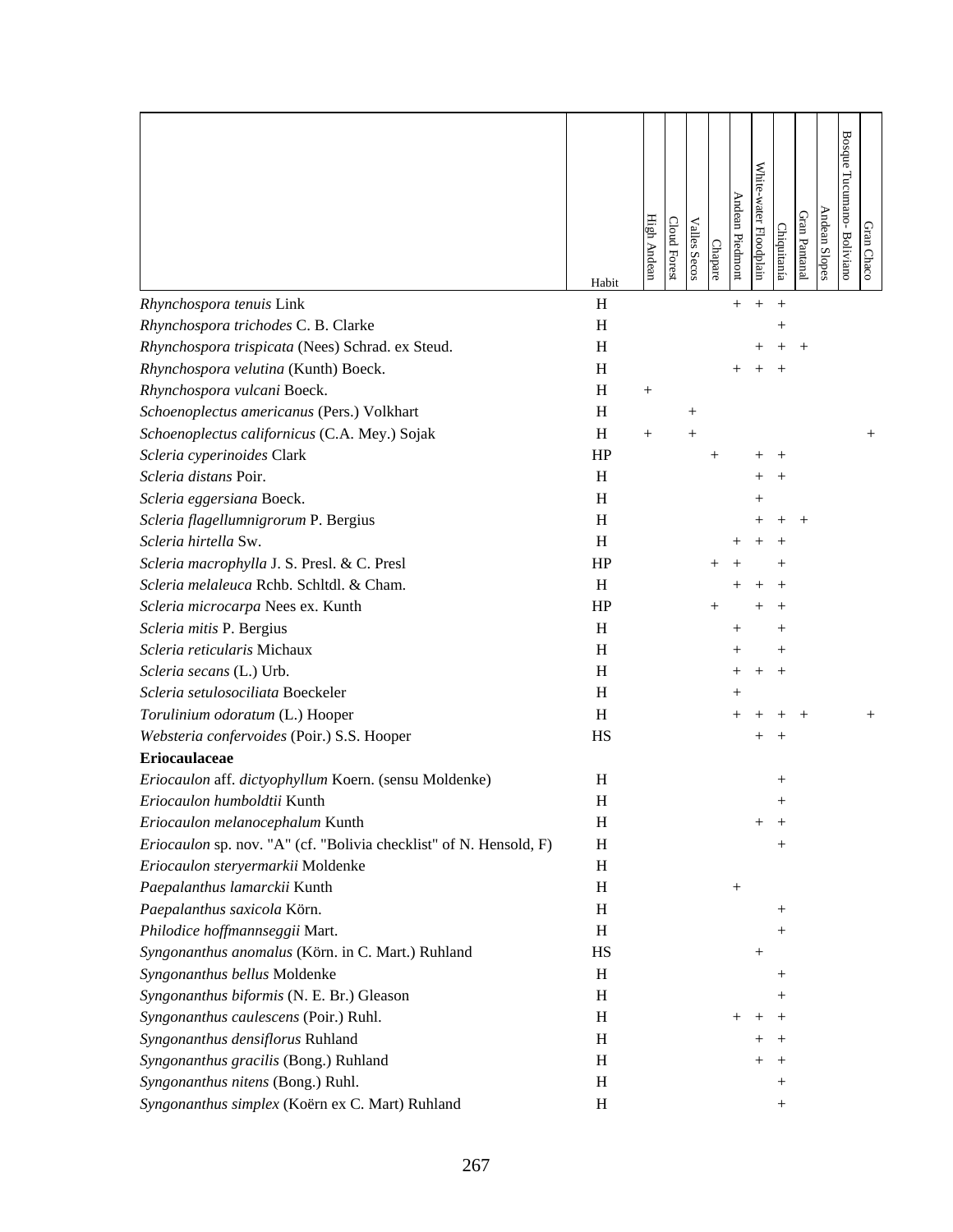| | Habit | High Andean | Cloud Forest | Valles Secos | Chapare | Andean Piedmont | White-water Floodplain | Chiquitanía | Gran Pantanal | Andean Slopes | Bosque Tucumano- Boliviano | Gran Chaco |
|---|---|---|---|---|---|---|---|---|---|---|---|---|
| *Rhynchospora tenuis* Link | H | | | | | + | + | + | | | | |
| *Rhynchospora trichodes* C. B. Clarke | H | | | | | | | + | | | | |
| *Rhynchospora trispicata* (Nees) Schrad. ex Steud. | H | | | | | | + | + | + | | | |
| *Rhynchospora velutina* (Kunth) Boeck. | H | | | | | + | + | + | | | | |
| *Rhynchospora vulcani* Boeck. | H | + | | | | | | | | | | |
| *Schoenoplectus americanus* (Pers.) Volkhart | H | | | + | | | | | | | | |
| *Schoenoplectus californicus* (C.A. Mey.) Sojak | H | + | | + | | | | | | | | + |
| *Scleria cyperinoides* Clark | HP | | | | + | | + | + | | | | |
| *Scleria distans* Poir. | H | | | | | | + | + | | | | |
| *Scleria eggersiana* Boeck. | H | | | | | | + | | | | | |
| *Scleria flagellumnigrorum* P. Bergius | H | | | | | | + | + | + | | | |
| *Scleria hirtella* Sw. | H | | | | | + | + | + | | | | |
| *Scleria macrophylla* J. S. Presl. & C. Presl | HP | | | | + | + | | + | | | | |
| *Scleria melaleuca* Rchb. Schltdl. & Cham. | H | | | | | + | + | + | | | | |
| *Scleria microcarpa* Nees ex. Kunth | HP | | | | + | | + | + | | | | |
| *Scleria mitis* P. Bergius | H | | | | | + | | + | | | | |
| *Scleria reticularis* Michaux | H | | | | | + | | + | | | | |
| *Scleria secans* (L.) Urb. | H | | | | | + | + | + | | | | |
| *Scleria setulosociliata* Boeckeler | H | | | | | + | | | | | | |
| *Torulinium odoratum* (L.) Hooper | H | | | | | + | + | + | + | | | + |
| *Websteria confervoides* (Poir.) S.S. Hooper | HS | | | | | | + | + | | | | |
| **Eriocaulaceae** | | | | | | | | | | | | |
| *Eriocaulon* aff. *dictyophyllum* Koern. (sensu Moldenke) | H | | | | | | | + | | | | |
| *Eriocaulon humboldtii* Kunth | H | | | | | | | + | | | | |
| *Eriocaulon melanocephalum* Kunth | H | | | | | | + | + | | | | |
| *Eriocaulon* sp. nov. "A" (cf. "Bolivia checklist" of N. Hensold, F) | H | | | | | | | + | | | | |
| *Eriocaulon steryermarkii* Moldenke | H | | | | | | | | | | | |
| *Paepalanthus lamarckii* Kunth | H | | | | | + | | | | | | |
| *Paepalanthus saxicola* Körn. | H | | | | | | | + | | | | |
| *Philodice hoffmannseggii* Mart. | H | | | | | | | + | | | | |
| *Syngonanthus anomalus* (Körn. in C. Mart.) Ruhland | HS | | | | | | + | | | | | |
| *Syngonanthus bellus* Moldenke | H | | | | | | | + | | | | |
| *Syngonanthus biformis* (N. E. Br.) Gleason | H | | | | | | | + | | | | |
| *Syngonanthus caulescens* (Poir.) Ruhl. | H | | | | | + | + | + | | | | |
| *Syngonanthus densiflorus* Ruhland | H | | | | | | + | + | | | | |
| *Syngonanthus gracilis* (Bong.) Ruhland | H | | | | | | + | + | | | | |
| *Syngonanthus nitens* (Bong.) Ruhl. | H | | | | | | | + | | | | |
| *Syngonanthus simplex* (Koërn ex C. Mart) Ruhland | H | | | | | | | + | | | | |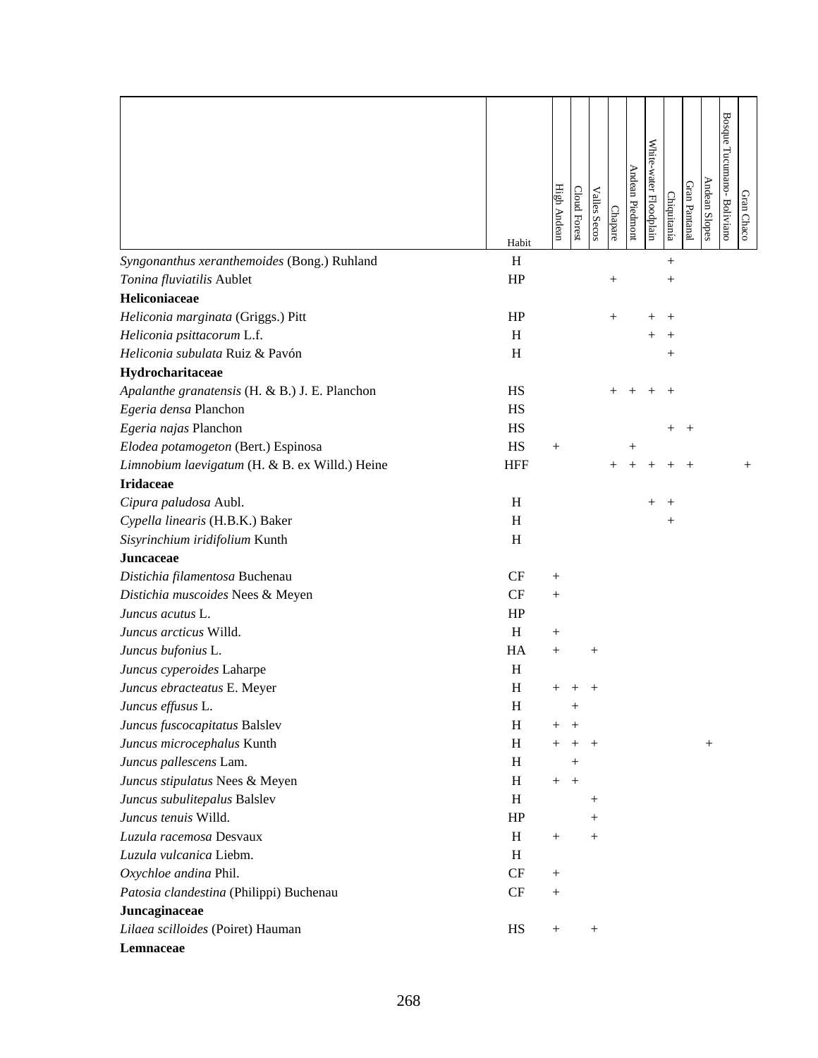| | Habit | High Andean | Cloud Forest | Valles Secos | Chapare | Andean Piedmont | White-water Floodplain | Chiquitanía | Gran Pantanal | Andean Slopes | Bosque Tucumano- Boliviano | Gran Chaco |
|---|---|---|---|---|---|---|---|---|---|---|---|---|
| *Syngonanthus xeranthemoides* (Bong.) Ruhland | H | | | | | | | + | | | | |
| *Tonina fluviatilis* Aublet | HP | | | | + | | | + | | | | |
| **Heliconiaceae** | | | | | | | | | | | | |
| *Heliconia marginata* (Griggs.) Pitt | HP | | | | + | | + | + | | | | |
| *Heliconia psittacorum* L.f. | H | | | | | | + | + | | | | |
| *Heliconia subulata* Ruiz & Pavón | H | | | | | | | + | | | | |
| **Hydrocharitaceae** | | | | | | | | | | | | |
| *Apalanthe granatensis* (H. & B.) J. E. Planchon | HS | | | | + | + | + | + | | | | |
| *Egeria densa* Planchon | HS | | | | | | | | | | | |
| *Egeria najas* Planchon | HS | | | | | | | + | + | | | |
| *Elodea potamogeton* (Bert.) Espinosa | HS | + | | | | + | | | | | | |
| *Limnobium laevigatum* (H. & B. ex Willd.) Heine | HFF | | | | + | + | + | + | + | | | + |
| **Iridaceae** | | | | | | | | | | | | |
| *Cipura paludosa* Aubl. | H | | | | | | + | + | | | | |
| *Cypella linearis* (H.B.K.) Baker | H | | | | | | | + | | | | |
| *Sisyrinchium iridifolium* Kunth | H | | | | | | | | | | | |
| **Juncaceae** | | | | | | | | | | | | |
| *Distichia filamentosa* Buchenau | CF | + | | | | | | | | | | |
| *Distichia muscoides* Nees & Meyen | CF | + | | | | | | | | | | |
| *Juncus acutus* L. | HP | | | | | | | | | | | |
| *Juncus arcticus* Willd. | H | + | | | | | | | | | | |
| *Juncus bufonius* L. | HA | + | | + | | | | | | | | |
| *Juncus cyperoides* Laharpe | H | | | | | | | | | | | |
| *Juncus ebracteatus* E. Meyer | H | + | + | + | | | | | | | | |
| *Juncus effusus* L. | H | | + | | | | | | | | | |
| *Juncus fuscocapitatus* Balslev | H | + | + | | | | | | | | | |
| *Juncus microcephalus* Kunth | H | + | + | + | | | | | | + | | |
| *Juncus pallescens* Lam. | H | | + | | | | | | | | | |
| *Juncus stipulatus* Nees & Meyen | H | + | + | | | | | | | | | |
| *Juncus subulitepalus* Balslev | H | | | + | | | | | | | | |
| *Juncus tenuis* Willd. | HP | | | + | | | | | | | | |
| *Luzula racemosa* Desvaux | H | + | | + | | | | | | | | |
| *Luzula vulcanica* Liebm. | H | | | | | | | | | | | |
| *Oxychloe andina* Phil. | CF | + | | | | | | | | | | |
| *Patosia clandestina* (Philippi) Buchenau | CF | + | | | | | | | | | | |
| **Juncaginaceae** | | | | | | | | | | | | |
| *Lilaea scilloides* (Poiret) Hauman | HS | + | | + | | | | | | | | |
| **Lemnaceae** | | | | | | | | | | | | |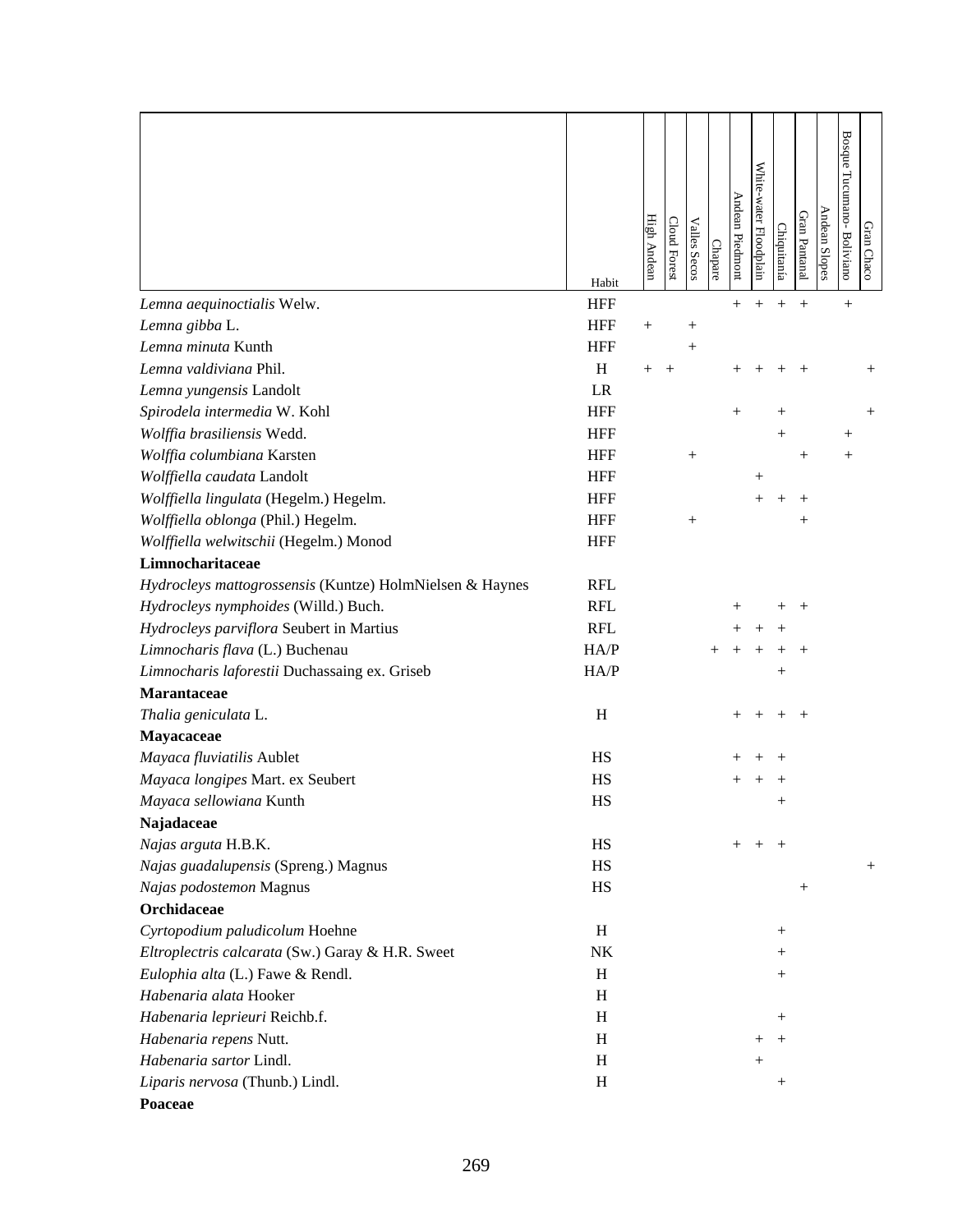| | Habit | High Andean | Cloud Forest | Valles Secos | Chapare | Andean Piedmont | White-water Floodplain | Chiquitanía | Gran Pantanal | Andean Slopes | Bosque Tucumano- Boliviano | Gran Chaco |
|---|---|---|---|---|---|---|---|---|---|---|---|---|
| *Lemna aequinoctialis* Welw. | HFF | | | | | + | + | + | + | | + | |
| *Lemna gibba* L. | HFF | + | | + | | | | | | | | |
| *Lemna minuta* Kunth | HFF | | | + | | | | | | | | |
| *Lemna valdiviana* Phil. | H | + | + | | | + | + | + | + | | | + |
| *Lemna yungensis* Landolt | LR | | | | | | | | | | | |
| *Spirodela intermedia* W. Kohl | HFF | | | | | + | | + | | | | + |
| *Wolffia brasiliensis* Wedd. | HFF | | | | | | | + | | | + | |
| *Wolffia columbiana* Karsten | HFF | | | + | | | | | + | | + | |
| *Wolffiella caudata* Landolt | HFF | | | | | | + | | | | | |
| *Wolffiella lingulata* (Hegelm.) Hegelm. | HFF | | | | | | + | + | + | | | |
| *Wolffiella oblonga* (Phil.) Hegelm. | HFF | | | + | | | | | + | | | |
| *Wolffiella welwitschii* (Hegelm.) Monod | HFF | | | | | | | | | | | |
| **Limnocharitaceae** | | | | | | | | | | | | |
| *Hydrocleys mattogrossensis* (Kuntze) HolmNielsen & Haynes | RFL | | | | | | | | | | | |
| *Hydrocleys nymphoides* (Willd.) Buch. | RFL | | | | | + | | + | + | | | |
| *Hydrocleys parviflora* Seubert in Martius | RFL | | | | | + | + | + | | | | |
| *Limnocharis flava* (L.) Buchenau | HA/P | | | | + | + | + | + | + | | | |
| *Limnocharis laforestii* Duchassaing ex. Griseb | HA/P | | | | | | | + | | | | |
| **Marantaceae** | | | | | | | | | | | | |
| *Thalia geniculata* L. | H | | | | | + | + | + | + | | | |
| **Mayacaceae** | | | | | | | | | | | | |
| *Mayaca fluviatilis* Aublet | HS | | | | | + | + | + | | | | |
| *Mayaca longipes* Mart. ex Seubert | HS | | | | | + | + | + | | | | |
| *Mayaca sellowiana* Kunth | HS | | | | | | | + | | | | |
| **Najadaceae** | | | | | | | | | | | | |
| *Najas arguta* H.B.K. | HS | | | | | + | + | + | | | | |
| *Najas guadalupensis* (Spreng.) Magnus | HS | | | | | | | | | | | + |
| *Najas podostemon* Magnus | HS | | | | | | | | + | | | |
| **Orchidaceae** | | | | | | | | | | | | |
| *Cyrtopodium paludicolum* Hoehne | H | | | | | | | + | | | | |
| *Eltroplectris calcarata* (Sw.) Garay & H.R. Sweet | NK | | | | | | | + | | | | |
| *Eulophia alta* (L.) Fawe & Rendl. | H | | | | | | | + | | | | |
| *Habenaria alata* Hooker | H | | | | | | | | | | | |
| *Habenaria leprieuri* Reichb.f. | H | | | | | | | + | | | | |
| *Habenaria repens* Nutt. | H | | | | | | + | + | | | | |
| *Habenaria sartor* Lindl. | H | | | | | | + | | | | | |
| *Liparis nervosa* (Thunb.) Lindl. | H | | | | | | | + | | | | |
| **Poaceae** | | | | | | | | | | | | |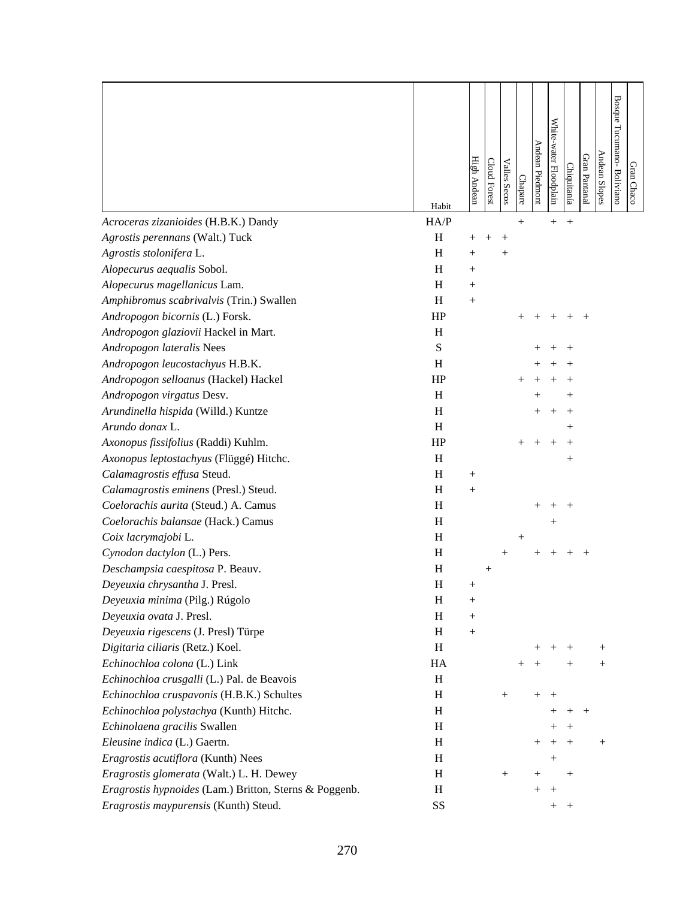| | Habit | High Andean | Cloud Forest | Valles Secos | Chapare | Andean Piedmont | White-water Floodplain | Chiquitanía | Gran Pantanal | Andean Slopes | Bosque Tucumano- Boliviano | Gran Chaco |
|---|---|---|---|---|---|---|---|---|---|---|---|---|
| *Acroceras zizanioides* (H.B.K.) Dandy | HA/P | | | | + | | + | + | | | | |
| *Agrostis perennans* (Walt.) Tuck | H | + | + | + | | | | | | | | |
| *Agrostis stolonifera* L. | H | + | | + | | | | | | | | |
| *Alopecurus aequalis* Sobol. | H | + | | | | | | | | | | |
| *Alopecurus magellanicus* Lam. | H | + | | | | | | | | | | |
| *Amphibromus scabrivalvis* (Trin.) Swallen | H | + | | | | | | | | | | |
| *Andropogon bicornis* (L.) Forsk. | HP | | | | + | + | + | + | + | | | |
| *Andropogon glaziovii* Hackel in Mart. | H | | | | | | | | | | | |
| *Andropogon lateralis* Nees | S | | | | | + | + | + | | | | |
| *Andropogon leucostachyus* H.B.K. | H | | | | | + | + | + | | | | |
| *Andropogon selloanus* (Hackel) Hackel | HP | | | | + | + | + | + | | | | |
| *Andropogon virgatus* Desv. | H | | | | | + | | + | | | | |
| *Arundinella hispida* (Willd.) Kuntze | H | | | | | + | + | + | | | | |
| *Arundo donax* L. | H | | | | | | | + | | | | |
| *Axonopus fissifolius* (Raddi) Kuhlm. | HP | | | | + | + | + | + | | | | |
| *Axonopus leptostachyus* (Flüggé) Hitchc. | H | | | | | | | + | | | | |
| *Calamagrostis effusa* Steud. | H | + | | | | | | | | | | |
| *Calamagrostis eminens* (Presl.) Steud. | H | + | | | | | | | | | | |
| *Coelorachis aurita* (Steud.) A. Camus | H | | | | | + | + | + | | | | |
| *Coelorachis balansae* (Hack.) Camus | H | | | | | | + | | | | | |
| *Coix lacrymajobi* L. | H | | | | + | | | | | | | |
| *Cynodon dactylon* (L.) Pers. | H | | | + | | + | + | + | + | | | |
| *Deschampsia caespitosa* P. Beauv. | H | | + | | | | | | | | | |
| *Deyeuxia chrysantha* J. Presl. | H | + | | | | | | | | | | |
| *Deyeuxia minima* (Pilg.) Rúgolo | H | + | | | | | | | | | | |
| *Deyeuxia ovata* J. Presl. | H | + | | | | | | | | | | |
| *Deyeuxia rigescens* (J. Presl) Türpe | H | + | | | | | | | | | | |
| *Digitaria ciliaris* (Retz.) Koel. | H | | | | | + | + | + | | + | | |
| *Echinochloa colona* (L.) Link | HA | | | | + | + | | + | | + | | |
| *Echinochloa crusgalli* (L.) Pal. de Beavois | H | | | | | | | | | | | |
| *Echinochloa cruspavonis* (H.B.K.) Schultes | H | | | + | | + | + | | | | | |
| *Echinochloa polystachya* (Kunth) Hitchc. | H | | | | | | + | + | + | | | |
| *Echinolaena gracilis* Swallen | H | | | | | | + | + | | | | |
| *Eleusine indica* (L.) Gaertn. | H | | | | | + | + | + | | + | | |
| *Eragrostis acutiflora* (Kunth) Nees | H | | | | | | + | | | | | |
| *Eragrostis glomerata* (Walt.) L. H. Dewey | H | | | + | | + | | + | | | | |
| *Eragrostis hypnoides* (Lam.) Britton, Sterns & Poggenb. | H | | | | | + | + | | | | | |
| *Eragrostis maypurensis* (Kunth) Steud. | SS | | | | | | + | + | | | | |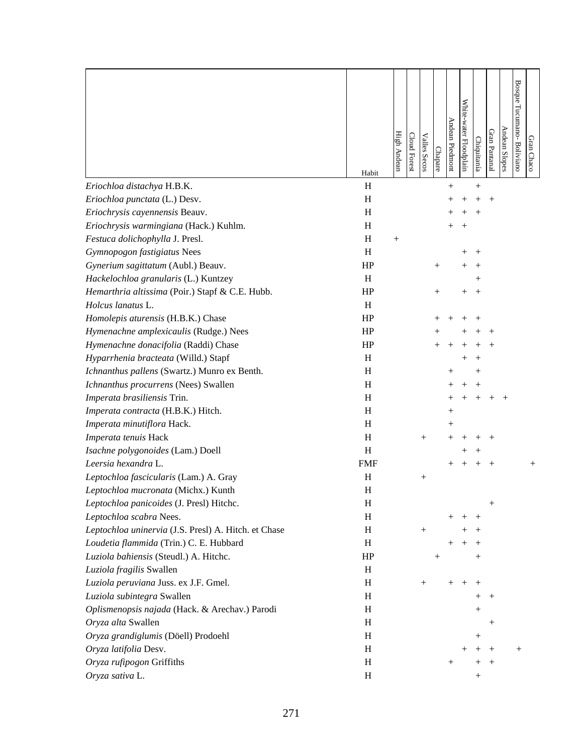| | Habit | High Andean | Cloud Forest | Valles Secos | Chapare | Andean Piedmont | White-water Floodplain | Chiquitanía | Gran Pantanal | Andean Slopes | Bosque Tucumano- Boliviano | Gran Chaco |
|---|---|---|---|---|---|---|---|---|---|---|---|---|
| *Eriochloa distachya* H.B.K. | H | | | | | + | | + | | | | |
| *Eriochloa punctata* (L.) Desv. | H | | | | | + | + | + | + | | | |
| *Eriochrysis cayennensis* Beauv. | H | | | | | + | + | + | | | | |
| *Eriochrysis warmingiana* (Hack.) Kuhlm. | H | | | | | + | + | | | | | |
| *Festuca dolichophylla* J. Presl. | H | + | | | | | | | | | | |
| *Gymnopogon fastigiatus* Nees | H | | | | | | + | + | | | | |
| *Gynerium sagittatum* (Aubl.) Beauv. | HP | | | | + | | + | + | | | | |
| *Hackelochloa granularis* (L.) Kuntzey | H | | | | | | | + | | | | |
| *Hemarthria altissima* (Poir.) Stapf & C.E. Hubb. | HP | | | | + | | + | + | | | | |
| *Holcus lanatus* L. | H | | | | | | | | | | | |
| *Homolepis aturensis* (H.B.K.) Chase | HP | | | | + | + | + | + | | | | |
| *Hymenachne amplexicaulis* (Rudge.) Nees | HP | | | | + | | + | + | + | | | |
| *Hymenachne donacifolia* (Raddi) Chase | HP | | | | + | + | + | + | + | | | |
| *Hyparrhenia bracteata* (Willd.) Stapf | H | | | | | | + | + | | | | |
| *Ichnanthus pallens* (Swartz.) Munro ex Benth. | H | | | | | + | | + | | | | |
| *Ichnanthus procurrens* (Nees) Swallen | H | | | | | + | + | + | | | | |
| *Imperata brasiliensis* Trin. | H | | | | | + | + | + | + | + | | |
| *Imperata contracta* (H.B.K.) Hitch. | H | | | | | + | | | | | | |
| *Imperata minutiflora* Hack. | H | | | | | + | | | | | | |
| *Imperata tenuis* Hack | H | | | + | | + | + | + | + | | | |
| *Isachne polygonoides* (Lam.) Doell | H | | | | | | + | + | | | | |
| *Leersia hexandra* L. | FMF | | | | | + | + | + | + | | | + |
| *Leptochloa fascicularis* (Lam.) A. Gray | H | | | + | | | | | | | | |
| *Leptochloa mucronata* (Michx.) Kunth | H | | | | | | | | | | | |
| *Leptochloa panicoides* (J. Presl) Hitchc. | H | | | | | | | | + | | | |
| *Leptochloa scabra* Nees. | H | | | | | + | + | + | | | | |
| *Leptochloa uninervia* (J.S. Presl) A. Hitch. et Chase | H | | | + | | | + | + | | | | |
| *Loudetia flammida* (Trin.) C. E. Hubbard | H | | | | | + | + | + | | | | |
| *Luziola bahiensis* (Steudl.) A. Hitchc. | HP | | | | + | | | + | | | | |
| *Luziola fragilis* Swallen | H | | | | | | | | | | | |
| *Luziola peruviana* Juss. ex J.F. Gmel. | H | | | + | | + | + | + | | | | |
| *Luziola subintegra* Swallen | H | | | | | | | + | + | | | |
| *Oplismenopsis najada* (Hack. & Arechav.) Parodi | H | | | | | | | + | | | | |
| *Oryza alta* Swallen | H | | | | | | | | + | | | |
| *Oryza grandiglumis* (Döell) Prodoehl | H | | | | | | | + | | | | |
| *Oryza latifolia* Desv. | H | | | | | | + | + | + | | + | |
| *Oryza rufipogon* Griffiths | H | | | | | + | | + | + | | | |
| *Oryza sativa* L. | H | | | | | | | + | | | | |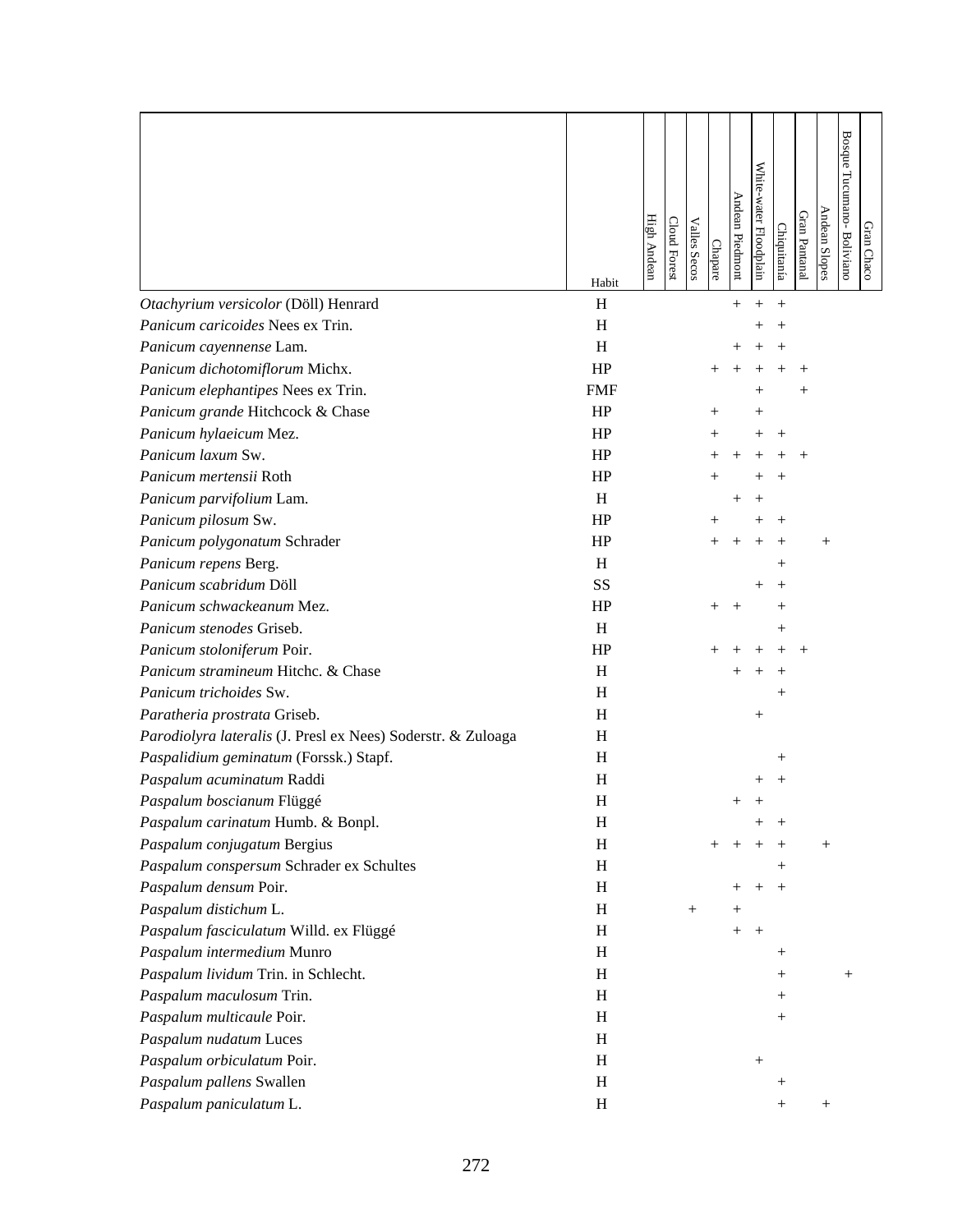| | Habit | High Andean | Cloud Forest | Valles Secos | Chapare | Andean Piedmont | White-water Floodplain | Chiquitanía | Gran Pantanal | Andean Slopes | Bosque Tucumano- Boliviano | Gran Chaco |
|---|---|---|---|---|---|---|---|---|---|---|---|---|
| *Otachyrium versicolor* (Döll) Henrard | H | | | | | + | + | + | | | | |
| *Panicum caricoides* Nees ex Trin. | H | | | | | | + | + | | | | |
| *Panicum cayennense* Lam. | H | | | | | + | + | + | | | | |
| *Panicum dichotomiflorum* Michx. | HP | | | | + | + | + | + | + | | | |
| *Panicum elephantipes* Nees ex Trin. | FMF | | | | | | + | | + | | | |
| *Panicum grande* Hitchcock & Chase | HP | | | | + | | + | | | | | |
| *Panicum hylaeicum* Mez. | HP | | | | + | | + | + | | | | |
| *Panicum laxum* Sw. | HP | | | | + | + | + | + | + | | | |
| *Panicum mertensii* Roth | HP | | | | + | | + | + | | | | |
| *Panicum parvifolium* Lam. | H | | | | | + | + | | | | | |
| *Panicum pilosum* Sw. | HP | | | | + | | + | + | | | | |
| *Panicum polygonatum* Schrader | HP | | | | + | + | + | + | | + | | |
| *Panicum repens* Berg. | H | | | | | | | + | | | | |
| *Panicum scabridum* Döll | SS | | | | | | + | + | | | | |
| *Panicum schwackeanum* Mez. | HP | | | | + | + | | + | | | | |
| *Panicum stenodes* Griseb. | H | | | | | | | + | | | | |
| *Panicum stoloniferum* Poir. | HP | | | | + | + | + | + | + | | | |
| *Panicum stramineum* Hitchc. & Chase | H | | | | | + | + | + | | | | |
| *Panicum trichoides* Sw. | H | | | | | | | + | | | | |
| *Paratheria prostrata* Griseb. | H | | | | | | + | | | | | |
| *Parodiolyra lateralis* (J. Presl ex Nees) Soderstr. & Zuloaga | H | | | | | | | | | | | |
| *Paspalidium geminatum* (Forssk.) Stapf. | H | | | | | | | + | | | | |
| *Paspalum acuminatum* Raddi | H | | | | | | + | + | | | | |
| *Paspalum boscianum* Flüggé | H | | | | | + | + | | | | | |
| *Paspalum carinatum* Humb. & Bonpl. | H | | | | | | + | + | | | | |
| *Paspalum conjugatum* Bergius | H | | | | + | + | + | + | | + | | |
| *Paspalum conspersum* Schrader ex Schultes | H | | | | | | | + | | | | |
| *Paspalum densum* Poir. | H | | | | | + | + | + | | | | |
| *Paspalum distichum* L. | H | | | + | | + | | | | | | |
| *Paspalum fasciculatum* Willd. ex Flüggé | H | | | | | + | + | | | | | |
| *Paspalum intermedium* Munro | H | | | | | | | + | | | | |
| *Paspalum lividum* Trin. in Schlecht. | H | | | | | | | + | | | + | |
| *Paspalum maculosum* Trin. | H | | | | | | | + | | | | |
| *Paspalum multicaule* Poir. | H | | | | | | | + | | | | |
| *Paspalum nudatum* Luces | H | | | | | | | | | | | |
| *Paspalum orbiculatum* Poir. | H | | | | | | + | | | | | |
| *Paspalum pallens* Swallen | H | | | | | | | + | | | | |
| *Paspalum paniculatum* L. | H | | | | | | | + | | + | | |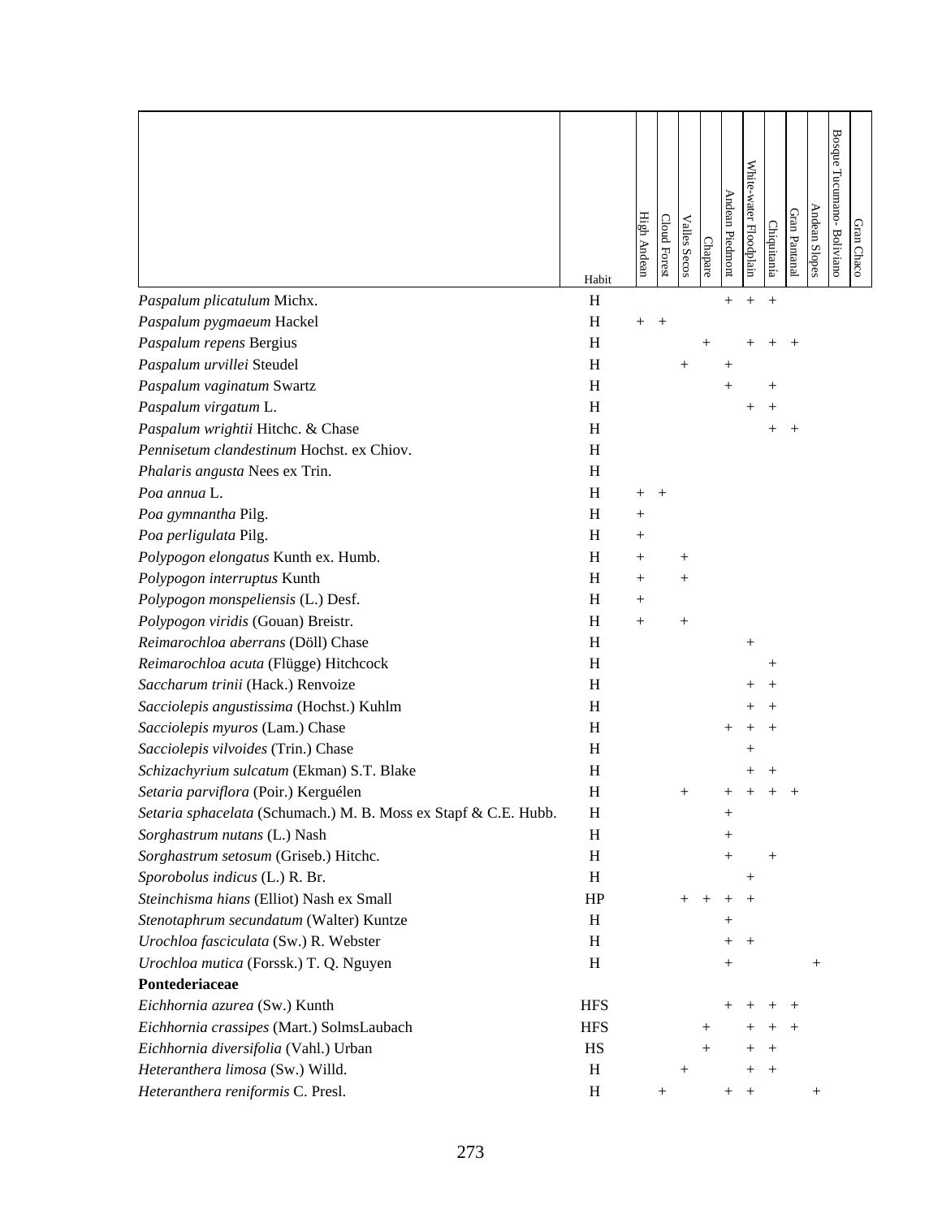| | Habit | High Andean | Cloud Forest | Valles Secos | Chapare | Andean Piedmont | White-water Floodplain | Chiquitanía | Gran Pantanal | Andean Slopes | Bosque Tucumano- Boliviano | Gran Chaco |
|---|---|---|---|---|---|---|---|---|---|---|---|---|
| *Paspalum plicatulum* Michx. | H | | | | | + | + | + | | | | |
| *Paspalum pygmaeum* Hackel | H | + | + | | | | | | | | | |
| *Paspalum repens* Bergius | H | | | | + | | + | + | + | | | |
| *Paspalum urvillei* Steudel | H | | | + | | + | | | | | | |
| *Paspalum vaginatum* Swartz | H | | | | | + | | + | | | | |
| *Paspalum virgatum* L. | H | | | | | | + | + | | | | |
| *Paspalum wrightii* Hitchc. & Chase | H | | | | | | | + | + | | | |
| *Pennisetum clandestinum* Hochst. ex Chiov. | H | | | | | | | | | | | |
| *Phalaris angusta* Nees ex Trin. | H | | | | | | | | | | | |
| *Poa annua* L. | H | + | + | | | | | | | | | |
| *Poa gymnantha* Pilg. | H | + | | | | | | | | | | |
| *Poa perligulata* Pilg. | H | + | | | | | | | | | | |
| *Polypogon elongatus* Kunth ex. Humb. | H | + | | + | | | | | | | | |
| *Polypogon interruptus* Kunth | H | + | | + | | | | | | | | |
| *Polypogon monspeliensis* (L.) Desf. | H | + | | | | | | | | | | |
| *Polypogon viridis* (Gouan) Breistr. | H | + | | + | | | | | | | | |
| *Reimarochloa aberrans* (Döll) Chase | H | | | | | | + | | | | | |
| *Reimarochloa acuta* (Flügge) Hitchcock | H | | | | | | | + | | | | |
| *Saccharum trinii* (Hack.) Renvoize | H | | | | | | + | + | | | | |
| *Sacciolepis angustissima* (Hochst.) Kuhlm | H | | | | | | + | + | | | | |
| *Sacciolepis myuros* (Lam.) Chase | H | | | | | + | + | + | | | | |
| *Sacciolepis vilvoides* (Trin.) Chase | H | | | | | | + | | | | | |
| *Schizachyrium sulcatum* (Ekman) S.T. Blake | H | | | | | | + | + | | | | |
| *Setaria parviflora* (Poir.) Kerguélen | H | | | + | | + | + | + | + | | | |
| *Setaria sphacelata* (Schumach.) M. B. Moss ex Stapf & C.E. Hubb. | H | | | | | + | | | | | | |
| *Sorghastrum nutans* (L.) Nash | H | | | | | + | | | | | | |
| *Sorghastrum setosum* (Griseb.) Hitchc. | H | | | | | + | | + | | | | |
| *Sporobolus indicus* (L.) R. Br. | H | | | | | | + | | | | | |
| *Steinchisma hians* (Elliot) Nash ex Small | HP | | | + | + | + | + | | | | | |
| *Stenotaphrum secundatum* (Walter) Kuntze | H | | | | | + | | | | | | |
| *Urochloa fasciculata* (Sw.) R. Webster | H | | | | | + | + | | | | | |
| *Urochloa mutica* (Forssk.) T. Q. Nguyen | H | | | | | + | | | | + | | |
| **Pontederiaceae** | | | | | | | | | | | | |
| *Eichhornia azurea* (Sw.) Kunth | HFS | | | | | + | + | + | + | | | |
| *Eichhornia crassipes* (Mart.) SolmsLaubach | HFS | | | | + | | + | + | + | | | |
| *Eichhornia diversifolia* (Vahl.) Urban | HS | | | | + | | + | + | | | | |
| *Heteranthera limosa* (Sw.) Willd. | H | | | + | | | + | + | | | | |
| *Heteranthera reniformis* C. Presl. | H | | + | | | + | + | | | + | | |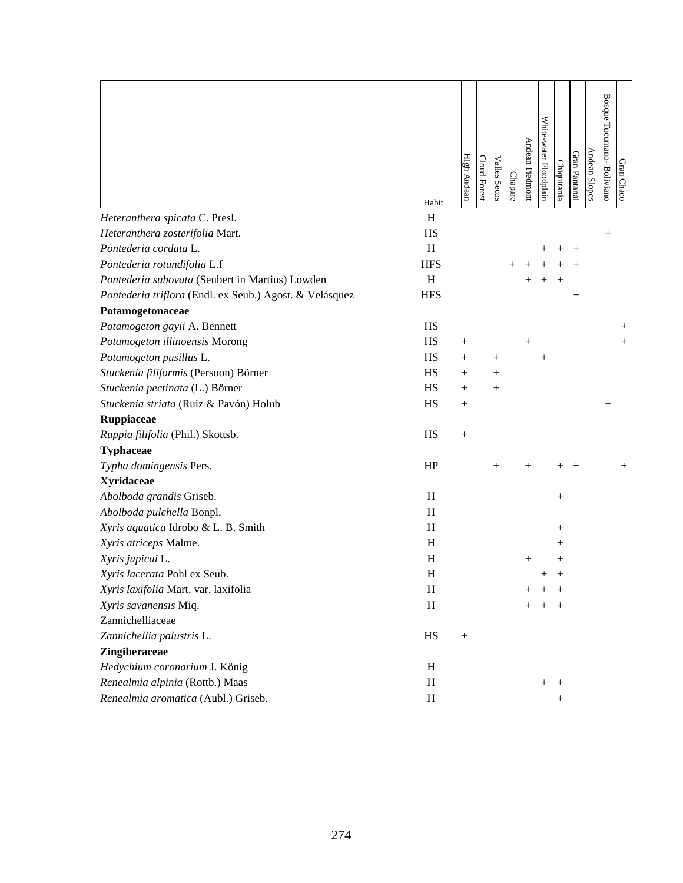| | Habit | High Andean | Cloud Forest | Valles Secos | Chapare | Andean Piedmont | White-water Floodplain | Chiquitanía | Gran Pantanal | Andean Slopes | Bosque Tucumano- Boliviano | Gran Chaco |
|---|---|---|---|---|---|---|---|---|---|---|---|---|
| *Heteranthera spicata* C. Presl. | H | | | | | | | | | | | |
| *Heteranthera zosterifolia* Mart. | HS | | | | | | | | | | + | |
| *Pontederia cordata* L. | H | | | | | | + | + | + | | | |
| *Pontederia rotundifolia* L.f | HFS | | | | + | + | + | + | + | | | |
| *Pontederia subovata* (Seubert in Martius) Lowden | H | | | | | + | + | + | | | | |
| *Pontederia triflora* (Endl. ex Seub.) Agost. & Velásquez | HFS | | | | | | | | + | | | |
| **Potamogetonaceae** | | | | | | | | | | | | |
| *Potamogeton gayii* A. Bennett | HS | | | | | | | | | | | + |
| *Potamogeton illinoensis* Morong | HS | + | | | | + | | | | | | + |
| *Potamogeton pusillus* L. | HS | + | | + | | | + | | | | | |
| *Stuckenia filiformis* (Persoon) Börner | HS | + | | + | | | | | | | | |
| *Stuckenia pectinata* (L.) Börner | HS | + | | + | | | | | | | | |
| *Stuckenia striata* (Ruiz & Pavón) Holub | HS | + | | | | | | | | | + | |
| **Ruppiaceae** | | | | | | | | | | | | |
| *Ruppia filifolia* (Phil.) Skottsb. | HS | + | | | | | | | | | | |
| **Typhaceae** | | | | | | | | | | | | |
| *Typha domingensis* Pers. | HP | | | + | | + | | + | + | | | + |
| **Xyridaceae** | | | | | | | | | | | | |
| *Abolboda grandis* Griseb. | H | | | | | | | + | | | | |
| *Abolboda pulchella* Bonpl. | H | | | | | | | | | | | |
| *Xyris aquatica* Idrobo & L. B. Smith | H | | | | | | | + | | | | |
| *Xyris atriceps* Malme. | H | | | | | | | + | | | | |
| *Xyris jupicai* L. | H | | | | | + | | + | | | | |
| *Xyris lacerata* Pohl ex Seub. | H | | | | | | + | + | | | | |
| *Xyris laxifolia* Mart. var. laxifolia | H | | | | | + | + | + | | | | |
| *Xyris savanensis* Miq. | H | | | | | + | + | + | | | | |
| Zannichelliaceae | | | | | | | | | | | | |
| *Zannichellia palustris* L. | HS | + | | | | | | | | | | |
| **Zingiberaceae** | | | | | | | | | | | | |
| *Hedychium coronarium* J. König | H | | | | | | | | | | | |
| *Renealmia alpinia* (Rottb.) Maas | H | | | | | | + | + | | | | |
| *Renealmia aromatica* (Aubl.) Griseb. | H | | | | | | | + | | | | |